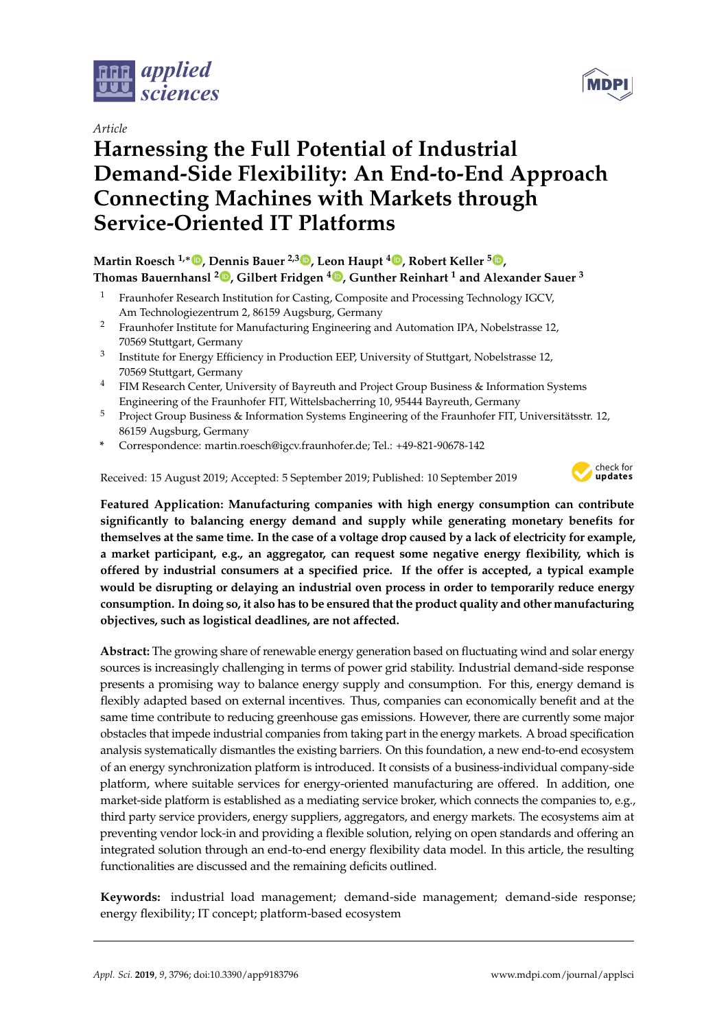*Article*

# Harnessing the Full Potential of Industrial Demand-Side Flexibility: An End-to-End Approach Connecting Machines with Markets through Service-Oriented IT Platforms

**Martin Roesch [1,*], Dennis Bauer [2,3], Leon Haupt [4], Robert Keller [5], Thomas Bauernhansl [2], Gilbert Fridgen [4], Gunther Reinhart [1] and Alexander Sauer [3]**

1. Fraunhofer Research Institution for Casting, Composite and Processing Technology IGCV, Am Technologiezentrum 2, 86159 Augsburg, Germany
2. Fraunhofer Institute for Manufacturing Engineering and Automation IPA, Nobelstrasse 12, 70569 Stuttgart, Germany
3. Institute for Energy Efficiency in Production EEP, University of Stuttgart, Nobelstrasse 12, 70569 Stuttgart, Germany
4. FIM Research Center, University of Bayreuth and Project Group Business & Information Systems Engineering of the Fraunhofer FIT, Wittelsbacherring 10, 95444 Bayreuth, Germany
5. Project Group Business & Information Systems Engineering of the Fraunhofer FIT, Universitätsstr. 12, 86159 Augsburg, Germany

\* Correspondence: martin.roesch@igcv.fraunhofer.de; Tel.: +49-821-90678-142

Received: 15 August 2019; Accepted: 5 September 2019; Published: 10 September 2019

**Featured Application: Manufacturing companies with high energy consumption can contribute significantly to balancing energy demand and supply while generating monetary benefits for themselves at the same time. In the case of a voltage drop caused by a lack of electricity for example, a market participant, e.g., an aggregator, can request some negative energy flexibility, which is offered by industrial consumers at a specified price. If the offer is accepted, a typical example would be disrupting or delaying an industrial oven process in order to temporarily reduce energy consumption. In doing so, it also has to be ensured that the product quality and other manufacturing objectives, such as logistical deadlines, are not affected.**

**Abstract:** The growing share of renewable energy generation based on fluctuating wind and solar energy sources is increasingly challenging in terms of power grid stability. Industrial demand-side response presents a promising way to balance energy supply and consumption. For this, energy demand is flexibly adapted based on external incentives. Thus, companies can economically benefit and at the same time contribute to reducing greenhouse gas emissions. However, there are currently some major obstacles that impede industrial companies from taking part in the energy markets. A broad specification analysis systematically dismantles the existing barriers. On this foundation, a new end-to-end ecosystem of an energy synchronization platform is introduced. It consists of a business-individual company-side platform, where suitable services for energy-oriented manufacturing are offered. In addition, one market-side platform is established as a mediating service broker, which connects the companies to, e.g., third party service providers, energy suppliers, aggregators, and energy markets. The ecosystems aim at preventing vendor lock-in and providing a flexible solution, relying on open standards and offering an integrated solution through an end-to-end energy flexibility data model. In this article, the resulting functionalities are discussed and the remaining deficits outlined.

**Keywords:** industrial load management; demand-side management; demand-side response; energy flexibility; IT concept; platform-based ecosystem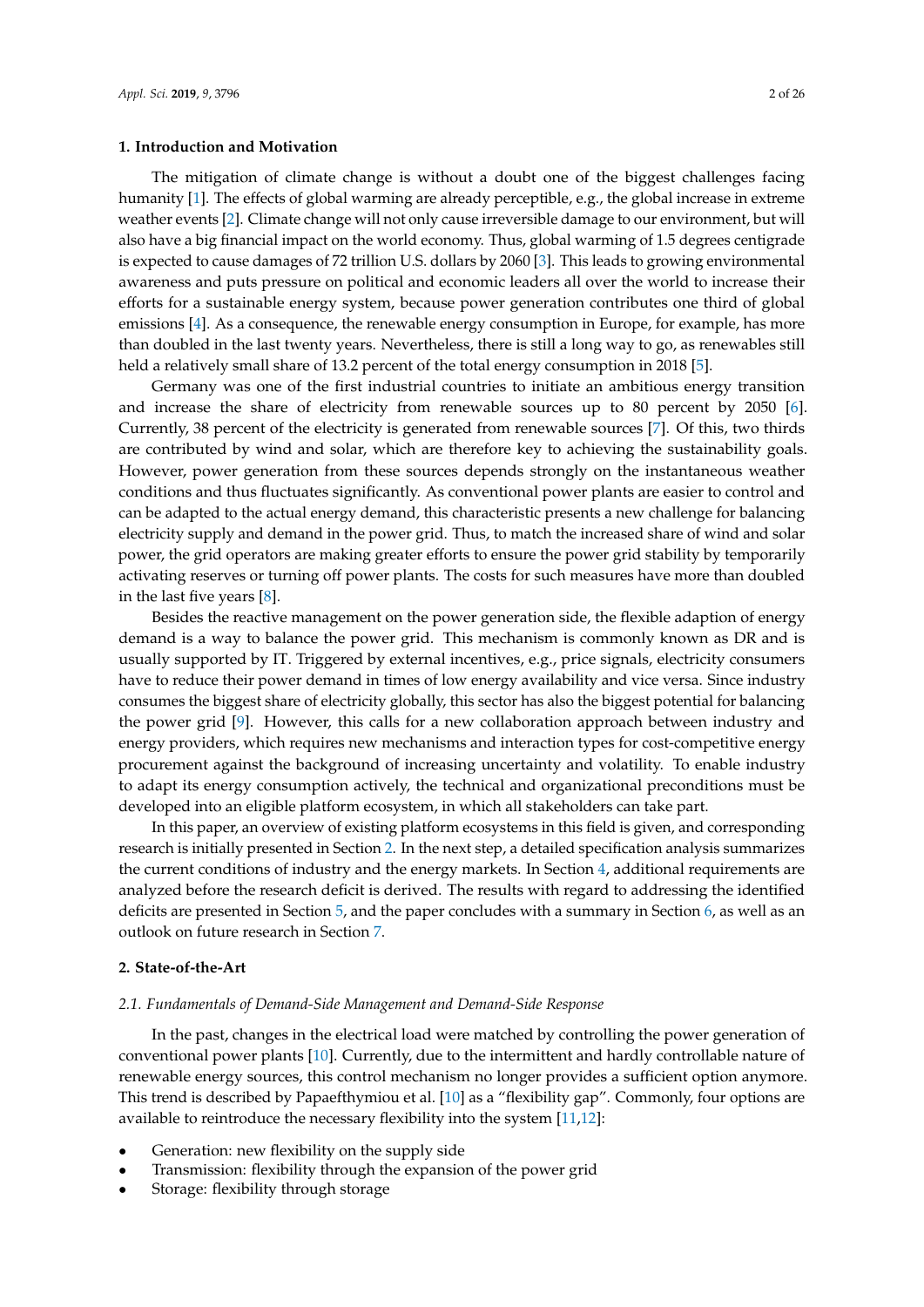## 1. Introduction and Motivation

The mitigation of climate change is without a doubt one of the biggest challenges facing humanity [1]. The effects of global warming are already perceptible, e.g., the global increase in extreme weather events [2]. Climate change will not only cause irreversible damage to our environment, but will also have a big financial impact on the world economy. Thus, global warming of 1.5 degrees centigrade is expected to cause damages of 72 trillion U.S. dollars by 2060 [3]. This leads to growing environmental awareness and puts pressure on political and economic leaders all over the world to increase their efforts for a sustainable energy system, because power generation contributes one third of global emissions [4]. As a consequence, the renewable energy consumption in Europe, for example, has more than doubled in the last twenty years. Nevertheless, there is still a long way to go, as renewables still held a relatively small share of 13.2 percent of the total energy consumption in 2018 [5].

Germany was one of the first industrial countries to initiate an ambitious energy transition and increase the share of electricity from renewable sources up to 80 percent by 2050 [6]. Currently, 38 percent of the electricity is generated from renewable sources [7]. Of this, two thirds are contributed by wind and solar, which are therefore key to achieving the sustainability goals. However, power generation from these sources depends strongly on the instantaneous weather conditions and thus fluctuates significantly. As conventional power plants are easier to control and can be adapted to the actual energy demand, this characteristic presents a new challenge for balancing electricity supply and demand in the power grid. Thus, to match the increased share of wind and solar power, the grid operators are making greater efforts to ensure the power grid stability by temporarily activating reserves or turning off power plants. The costs for such measures have more than doubled in the last five years [8].

Besides the reactive management on the power generation side, the flexible adaption of energy demand is a way to balance the power grid. This mechanism is commonly known as DR and is usually supported by IT. Triggered by external incentives, e.g., price signals, electricity consumers have to reduce their power demand in times of low energy availability and vice versa. Since industry consumes the biggest share of electricity globally, this sector has also the biggest potential for balancing the power grid [9]. However, this calls for a new collaboration approach between industry and energy providers, which requires new mechanisms and interaction types for cost-competitive energy procurement against the background of increasing uncertainty and volatility. To enable industry to adapt its energy consumption actively, the technical and organizational preconditions must be developed into an eligible platform ecosystem, in which all stakeholders can take part.

In this paper, an overview of existing platform ecosystems in this field is given, and corresponding research is initially presented in Section 2. In the next step, a detailed specification analysis summarizes the current conditions of industry and the energy markets. In Section 4, additional requirements are analyzed before the research deficit is derived. The results with regard to addressing the identified deficits are presented in Section 5, and the paper concludes with a summary in Section 6, as well as an outlook on future research in Section 7.

## 2. State-of-the-Art

### *2.1. Fundamentals of Demand-Side Management and Demand-Side Response*

In the past, changes in the electrical load were matched by controlling the power generation of conventional power plants [10]. Currently, due to the intermittent and hardly controllable nature of renewable energy sources, this control mechanism no longer provides a sufficient option anymore. This trend is described by Papaefthymiou et al. [10] as a "flexibility gap". Commonly, four options are available to reintroduce the necessary flexibility into the system [11,12]:

- Generation: new flexibility on the supply side
- Transmission: flexibility through the expansion of the power grid
- Storage: flexibility through storage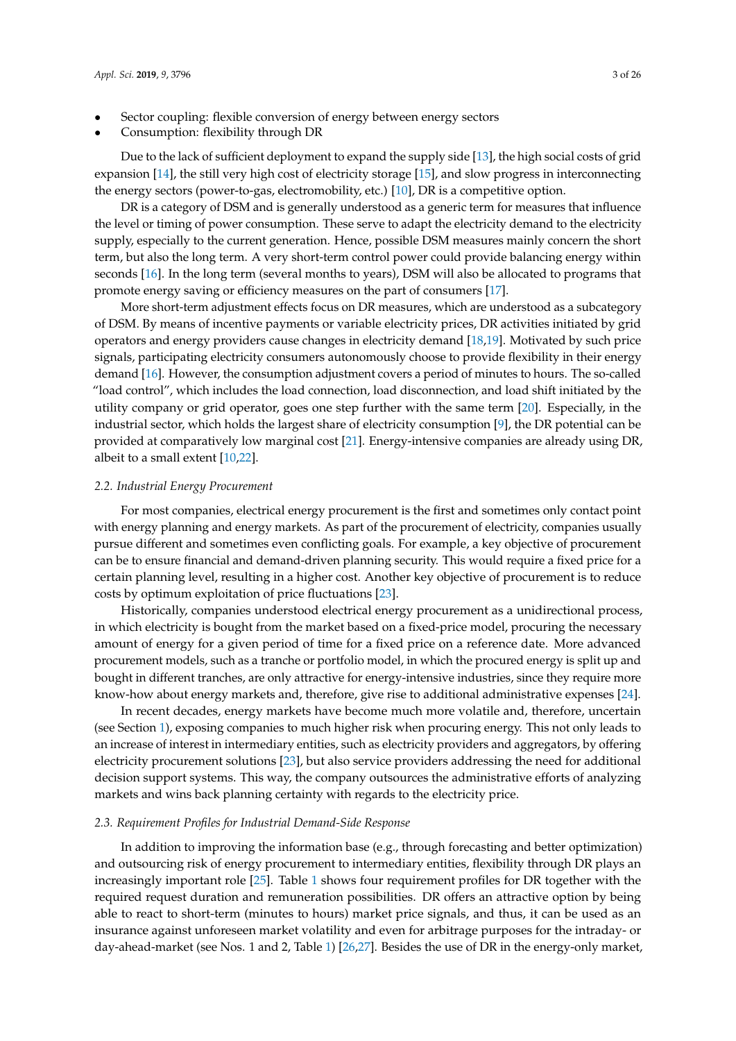- Sector coupling: flexible conversion of energy between energy sectors
- Consumption: flexibility through DR

Due to the lack of sufficient deployment to expand the supply side [13], the high social costs of grid expansion [14], the still very high cost of electricity storage [15], and slow progress in interconnecting the energy sectors (power-to-gas, electromobility, etc.) [10], DR is a competitive option.

DR is a category of DSM and is generally understood as a generic term for measures that influence the level or timing of power consumption. These serve to adapt the electricity demand to the electricity supply, especially to the current generation. Hence, possible DSM measures mainly concern the short term, but also the long term. A very short-term control power could provide balancing energy within seconds [16]. In the long term (several months to years), DSM will also be allocated to programs that promote energy saving or efficiency measures on the part of consumers [17].

More short-term adjustment effects focus on DR measures, which are understood as a subcategory of DSM. By means of incentive payments or variable electricity prices, DR activities initiated by grid operators and energy providers cause changes in electricity demand [18,19]. Motivated by such price signals, participating electricity consumers autonomously choose to provide flexibility in their energy demand [16]. However, the consumption adjustment covers a period of minutes to hours. The so-called "load control", which includes the load connection, load disconnection, and load shift initiated by the utility company or grid operator, goes one step further with the same term [20]. Especially, in the industrial sector, which holds the largest share of electricity consumption [9], the DR potential can be provided at comparatively low marginal cost [21]. Energy-intensive companies are already using DR, albeit to a small extent [10,22].

### *2.2. Industrial Energy Procurement*

For most companies, electrical energy procurement is the first and sometimes only contact point with energy planning and energy markets. As part of the procurement of electricity, companies usually pursue different and sometimes even conflicting goals. For example, a key objective of procurement can be to ensure financial and demand-driven planning security. This would require a fixed price for a certain planning level, resulting in a higher cost. Another key objective of procurement is to reduce costs by optimum exploitation of price fluctuations [23].

Historically, companies understood electrical energy procurement as a unidirectional process, in which electricity is bought from the market based on a fixed-price model, procuring the necessary amount of energy for a given period of time for a fixed price on a reference date. More advanced procurement models, such as a tranche or portfolio model, in which the procured energy is split up and bought in different tranches, are only attractive for energy-intensive industries, since they require more know-how about energy markets and, therefore, give rise to additional administrative expenses [24].

In recent decades, energy markets have become much more volatile and, therefore, uncertain (see Section 1), exposing companies to much higher risk when procuring energy. This not only leads to an increase of interest in intermediary entities, such as electricity providers and aggregators, by offering electricity procurement solutions [23], but also service providers addressing the need for additional decision support systems. This way, the company outsources the administrative efforts of analyzing markets and wins back planning certainty with regards to the electricity price.

### *2.3. Requirement Profiles for Industrial Demand-Side Response*

In addition to improving the information base (e.g., through forecasting and better optimization) and outsourcing risk of energy procurement to intermediary entities, flexibility through DR plays an increasingly important role [25]. Table 1 shows four requirement profiles for DR together with the required request duration and remuneration possibilities. DR offers an attractive option by being able to react to short-term (minutes to hours) market price signals, and thus, it can be used as an insurance against unforeseen market volatility and even for arbitrage purposes for the intraday- or day-ahead-market (see Nos. 1 and 2, Table 1) [26,27]. Besides the use of DR in the energy-only market,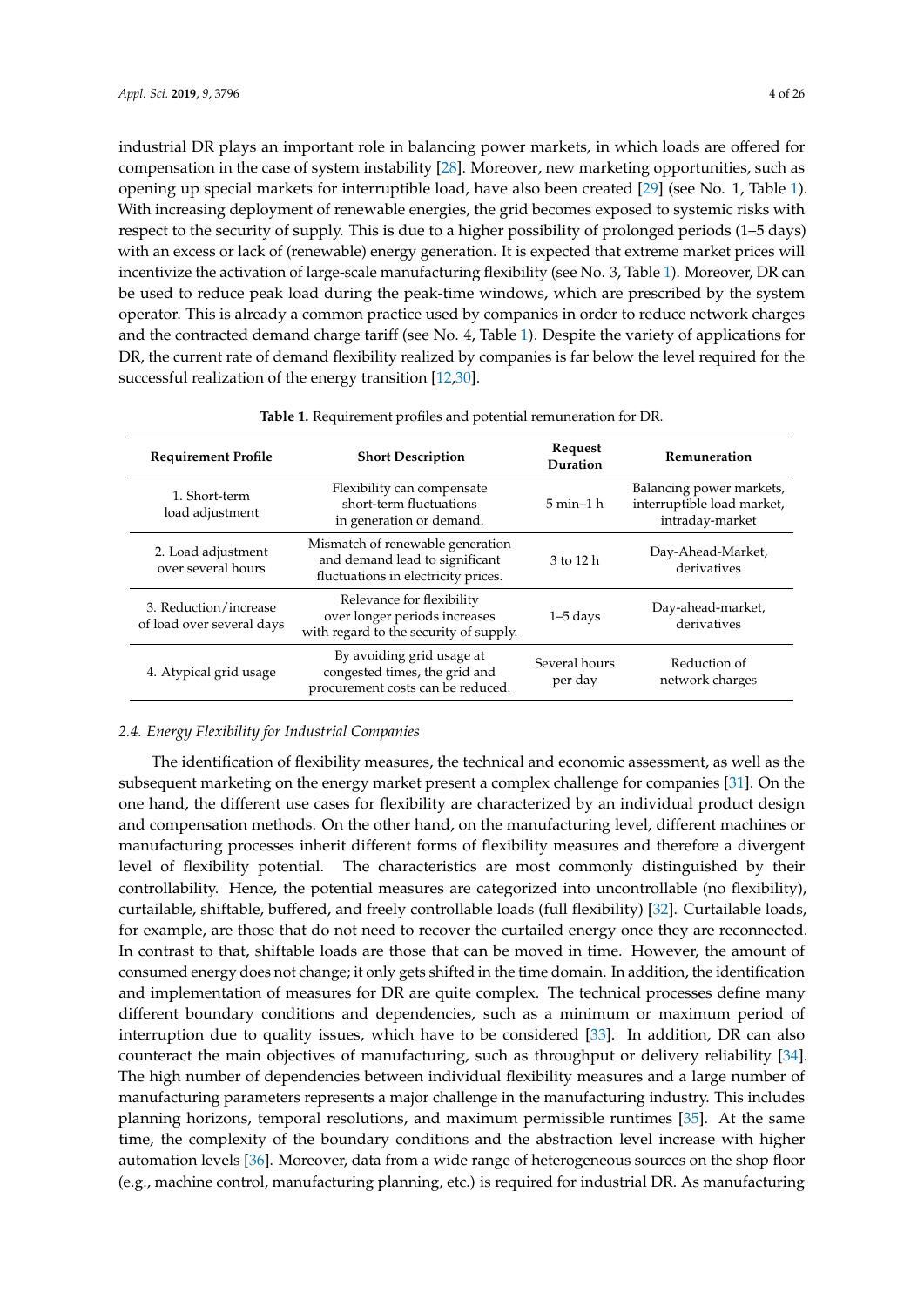industrial DR plays an important role in balancing power markets, in which loads are offered for compensation in the case of system instability [28]. Moreover, new marketing opportunities, such as opening up special markets for interruptible load, have also been created [29] (see No. 1, Table 1). With increasing deployment of renewable energies, the grid becomes exposed to systemic risks with respect to the security of supply. This is due to a higher possibility of prolonged periods (1–5 days) with an excess or lack of (renewable) energy generation. It is expected that extreme market prices will incentivize the activation of large-scale manufacturing flexibility (see No. 3, Table 1). Moreover, DR can be used to reduce peak load during the peak-time windows, which are prescribed by the system operator. This is already a common practice used by companies in order to reduce network charges and the contracted demand charge tariff (see No. 4, Table 1). Despite the variety of applications for DR, the current rate of demand flexibility realized by companies is far below the level required for the successful realization of the energy transition [12,30].

**Table 1.** Requirement profiles and potential remuneration for DR.

| Requirement Profile | Short Description | Request Duration | Remuneration |
|---|---|---|---|
| 1. Short-term load adjustment | Flexibility can compensate short-term fluctuations in generation or demand. | 5 min–1 h | Balancing power markets, interruptible load market, intraday-market |
| 2. Load adjustment over several hours | Mismatch of renewable generation and demand lead to significant fluctuations in electricity prices. | 3 to 12 h | Day-Ahead-Market, derivatives |
| 3. Reduction/increase of load over several days | Relevance for flexibility over longer periods increases with regard to the security of supply. | 1–5 days | Day-ahead-market, derivatives |
| 4. Atypical grid usage | By avoiding grid usage at congested times, the grid and procurement costs can be reduced. | Several hours per day | Reduction of network charges |

### 2.4. Energy Flexibility for Industrial Companies

The identification of flexibility measures, the technical and economic assessment, as well as the subsequent marketing on the energy market present a complex challenge for companies [31]. On the one hand, the different use cases for flexibility are characterized by an individual product design and compensation methods. On the other hand, on the manufacturing level, different machines or manufacturing processes inherit different forms of flexibility measures and therefore a divergent level of flexibility potential. The characteristics are most commonly distinguished by their controllability. Hence, the potential measures are categorized into uncontrollable (no flexibility), curtailable, shiftable, buffered, and freely controllable loads (full flexibility) [32]. Curtailable loads, for example, are those that do not need to recover the curtailed energy once they are reconnected. In contrast to that, shiftable loads are those that can be moved in time. However, the amount of consumed energy does not change; it only gets shifted in the time domain. In addition, the identification and implementation of measures for DR are quite complex. The technical processes define many different boundary conditions and dependencies, such as a minimum or maximum period of interruption due to quality issues, which have to be considered [33]. In addition, DR can also counteract the main objectives of manufacturing, such as throughput or delivery reliability [34]. The high number of dependencies between individual flexibility measures and a large number of manufacturing parameters represents a major challenge in the manufacturing industry. This includes planning horizons, temporal resolutions, and maximum permissible runtimes [35]. At the same time, the complexity of the boundary conditions and the abstraction level increase with higher automation levels [36]. Moreover, data from a wide range of heterogeneous sources on the shop floor (e.g., machine control, manufacturing planning, etc.) is required for industrial DR. As manufacturing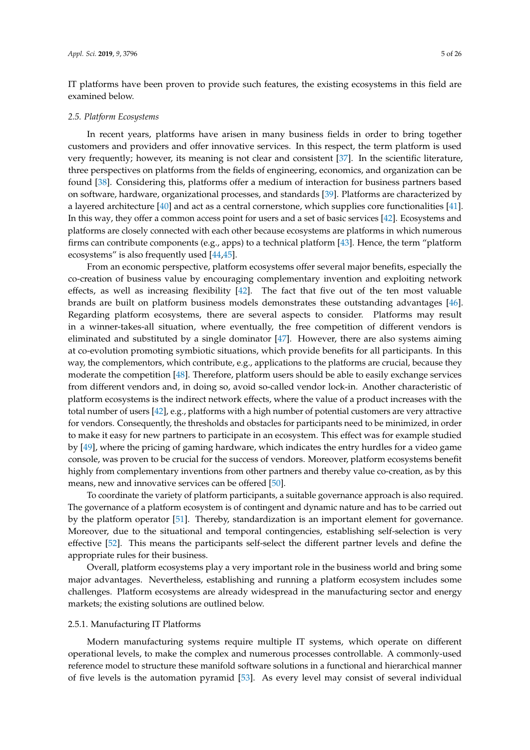IT platforms have been proven to provide such features, the existing ecosystems in this field are examined below.

### *2.5. Platform Ecosystems*

In recent years, platforms have arisen in many business fields in order to bring together customers and providers and offer innovative services. In this respect, the term platform is used very frequently; however, its meaning is not clear and consistent [37]. In the scientific literature, three perspectives on platforms from the fields of engineering, economics, and organization can be found [38]. Considering this, platforms offer a medium of interaction for business partners based on software, hardware, organizational processes, and standards [39]. Platforms are characterized by a layered architecture [40] and act as a central cornerstone, which supplies core functionalities [41]. In this way, they offer a common access point for users and a set of basic services [42]. Ecosystems and platforms are closely connected with each other because ecosystems are platforms in which numerous firms can contribute components (e.g., apps) to a technical platform [43]. Hence, the term "platform ecosystems" is also frequently used [44,45].

From an economic perspective, platform ecosystems offer several major benefits, especially the co-creation of business value by encouraging complementary invention and exploiting network effects, as well as increasing flexibility [42]. The fact that five out of the ten most valuable brands are built on platform business models demonstrates these outstanding advantages [46]. Regarding platform ecosystems, there are several aspects to consider. Platforms may result in a winner-takes-all situation, where eventually, the free competition of different vendors is eliminated and substituted by a single dominator [47]. However, there are also systems aiming at co-evolution promoting symbiotic situations, which provide benefits for all participants. In this way, the complementors, which contribute, e.g., applications to the platforms are crucial, because they moderate the competition [48]. Therefore, platform users should be able to easily exchange services from different vendors and, in doing so, avoid so-called vendor lock-in. Another characteristic of platform ecosystems is the indirect network effects, where the value of a product increases with the total number of users [42], e.g., platforms with a high number of potential customers are very attractive for vendors. Consequently, the thresholds and obstacles for participants need to be minimized, in order to make it easy for new partners to participate in an ecosystem. This effect was for example studied by [49], where the pricing of gaming hardware, which indicates the entry hurdles for a video game console, was proven to be crucial for the success of vendors. Moreover, platform ecosystems benefit highly from complementary inventions from other partners and thereby value co-creation, as by this means, new and innovative services can be offered [50].

To coordinate the variety of platform participants, a suitable governance approach is also required. The governance of a platform ecosystem is of contingent and dynamic nature and has to be carried out by the platform operator [51]. Thereby, standardization is an important element for governance. Moreover, due to the situational and temporal contingencies, establishing self-selection is very effective [52]. This means the participants self-select the different partner levels and define the appropriate rules for their business.

Overall, platform ecosystems play a very important role in the business world and bring some major advantages. Nevertheless, establishing and running a platform ecosystem includes some challenges. Platform ecosystems are already widespread in the manufacturing sector and energy markets; the existing solutions are outlined below.

#### 2.5.1. Manufacturing IT Platforms

Modern manufacturing systems require multiple IT systems, which operate on different operational levels, to make the complex and numerous processes controllable. A commonly-used reference model to structure these manifold software solutions in a functional and hierarchical manner of five levels is the automation pyramid [53]. As every level may consist of several individual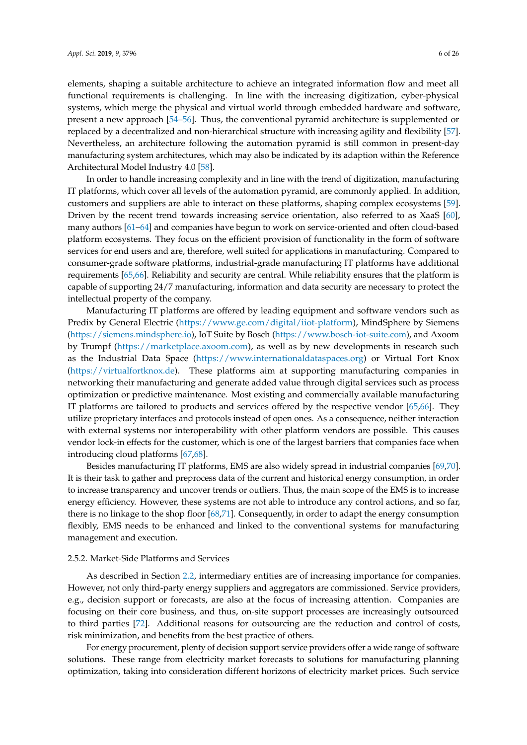elements, shaping a suitable architecture to achieve an integrated information flow and meet all functional requirements is challenging. In line with the increasing digitization, cyber-physical systems, which merge the physical and virtual world through embedded hardware and software, present a new approach [54–56]. Thus, the conventional pyramid architecture is supplemented or replaced by a decentralized and non-hierarchical structure with increasing agility and flexibility [57]. Nevertheless, an architecture following the automation pyramid is still common in present-day manufacturing system architectures, which may also be indicated by its adaption within the Reference Architectural Model Industry 4.0 [58].

In order to handle increasing complexity and in line with the trend of digitization, manufacturing IT platforms, which cover all levels of the automation pyramid, are commonly applied. In addition, customers and suppliers are able to interact on these platforms, shaping complex ecosystems [59]. Driven by the recent trend towards increasing service orientation, also referred to as XaaS [60], many authors [61–64] and companies have begun to work on service-oriented and often cloud-based platform ecosystems. They focus on the efficient provision of functionality in the form of software services for end users and are, therefore, well suited for applications in manufacturing. Compared to consumer-grade software platforms, industrial-grade manufacturing IT platforms have additional requirements [65,66]. Reliability and security are central. While reliability ensures that the platform is capable of supporting 24/7 manufacturing, information and data security are necessary to protect the intellectual property of the company.

Manufacturing IT platforms are offered by leading equipment and software vendors such as Predix by General Electric (https://www.ge.com/digital/iiot-platform), MindSphere by Siemens (https://siemens.mindsphere.io), IoT Suite by Bosch (https://www.bosch-iot-suite.com), and Axoom by Trumpf (https://marketplace.axoom.com), as well as by new developments in research such as the Industrial Data Space (https://www.internationaldataspaces.org) or Virtual Fort Knox (https://virtualfortknox.de). These platforms aim at supporting manufacturing companies in networking their manufacturing and generate added value through digital services such as process optimization or predictive maintenance. Most existing and commercially available manufacturing IT platforms are tailored to products and services offered by the respective vendor [65,66]. They utilize proprietary interfaces and protocols instead of open ones. As a consequence, neither interaction with external systems nor interoperability with other platform vendors are possible. This causes vendor lock-in effects for the customer, which is one of the largest barriers that companies face when introducing cloud platforms [67,68].

Besides manufacturing IT platforms, EMS are also widely spread in industrial companies [69,70]. It is their task to gather and preprocess data of the current and historical energy consumption, in order to increase transparency and uncover trends or outliers. Thus, the main scope of the EMS is to increase energy efficiency. However, these systems are not able to introduce any control actions, and so far, there is no linkage to the shop floor [68,71]. Consequently, in order to adapt the energy consumption flexibly, EMS needs to be enhanced and linked to the conventional systems for manufacturing management and execution.

#### 2.5.2. Market-Side Platforms and Services

As described in Section 2.2, intermediary entities are of increasing importance for companies. However, not only third-party energy suppliers and aggregators are commissioned. Service providers, e.g., decision support or forecasts, are also at the focus of increasing attention. Companies are focusing on their core business, and thus, on-site support processes are increasingly outsourced to third parties [72]. Additional reasons for outsourcing are the reduction and control of costs, risk minimization, and benefits from the best practice of others.

For energy procurement, plenty of decision support service providers offer a wide range of software solutions. These range from electricity market forecasts to solutions for manufacturing planning optimization, taking into consideration different horizons of electricity market prices. Such service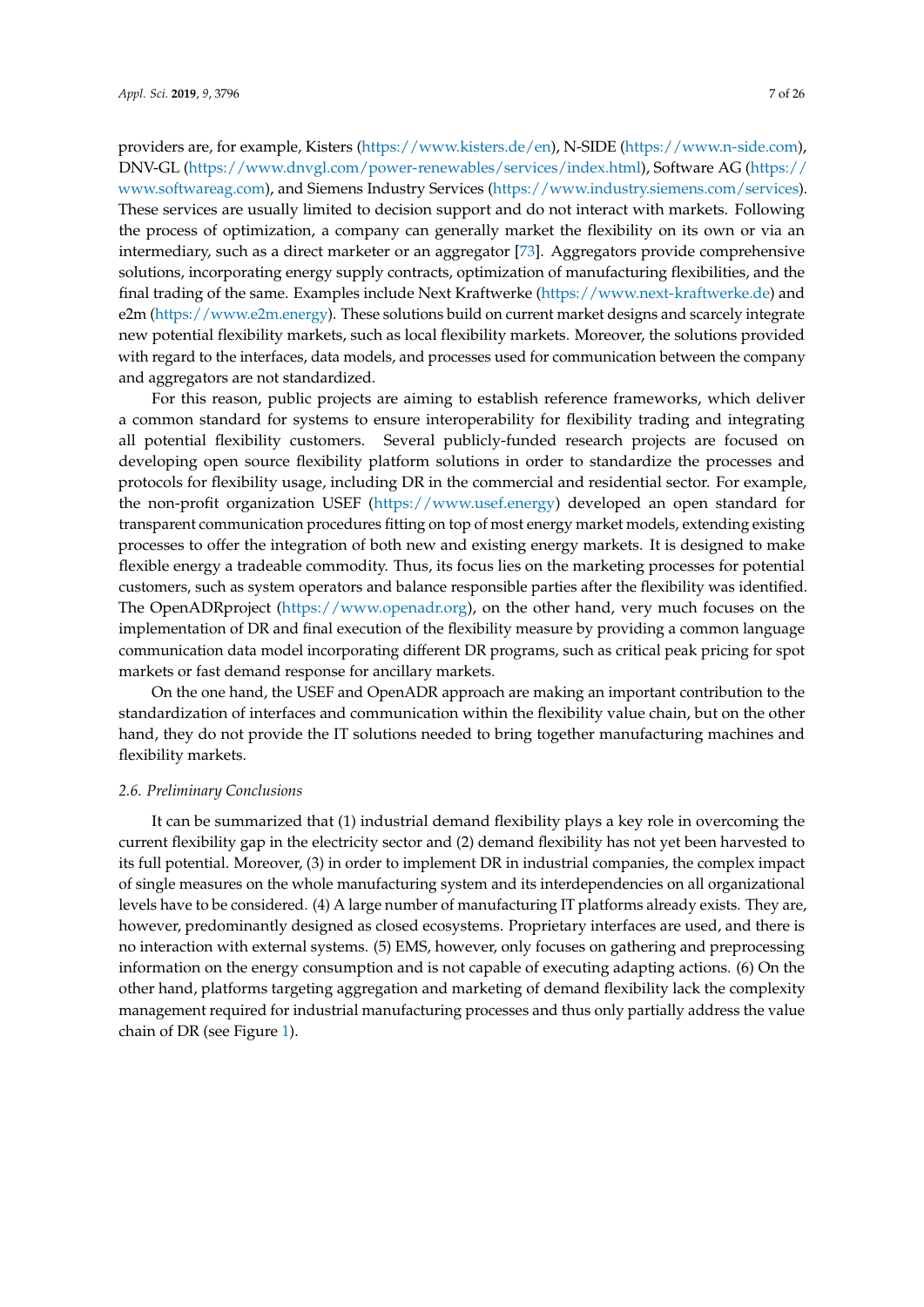providers are, for example, Kisters (https://www.kisters.de/en), N-SIDE (https://www.n-side.com), DNV-GL (https://www.dnvgl.com/power-renewables/services/index.html), Software AG (https://www.softwareag.com), and Siemens Industry Services (https://www.industry.siemens.com/services). These services are usually limited to decision support and do not interact with markets. Following the process of optimization, a company can generally market the flexibility on its own or via an intermediary, such as a direct marketer or an aggregator [73]. Aggregators provide comprehensive solutions, incorporating energy supply contracts, optimization of manufacturing flexibilities, and the final trading of the same. Examples include Next Kraftwerke (https://www.next-kraftwerke.de) and e2m (https://www.e2m.energy). These solutions build on current market designs and scarcely integrate new potential flexibility markets, such as local flexibility markets. Moreover, the solutions provided with regard to the interfaces, data models, and processes used for communication between the company and aggregators are not standardized.

For this reason, public projects are aiming to establish reference frameworks, which deliver a common standard for systems to ensure interoperability for flexibility trading and integrating all potential flexibility customers. Several publicly-funded research projects are focused on developing open source flexibility platform solutions in order to standardize the processes and protocols for flexibility usage, including DR in the commercial and residential sector. For example, the non-profit organization USEF (https://www.usef.energy) developed an open standard for transparent communication procedures fitting on top of most energy market models, extending existing processes to offer the integration of both new and existing energy markets. It is designed to make flexible energy a tradeable commodity. Thus, its focus lies on the marketing processes for potential customers, such as system operators and balance responsible parties after the flexibility was identified. The OpenADRproject (https://www.openadr.org), on the other hand, very much focuses on the implementation of DR and final execution of the flexibility measure by providing a common language communication data model incorporating different DR programs, such as critical peak pricing for spot markets or fast demand response for ancillary markets.

On the one hand, the USEF and OpenADR approach are making an important contribution to the standardization of interfaces and communication within the flexibility value chain, but on the other hand, they do not provide the IT solutions needed to bring together manufacturing machines and flexibility markets.

### *2.6. Preliminary Conclusions*

It can be summarized that (1) industrial demand flexibility plays a key role in overcoming the current flexibility gap in the electricity sector and (2) demand flexibility has not yet been harvested to its full potential. Moreover, (3) in order to implement DR in industrial companies, the complex impact of single measures on the whole manufacturing system and its interdependencies on all organizational levels have to be considered. (4) A large number of manufacturing IT platforms already exists. They are, however, predominantly designed as closed ecosystems. Proprietary interfaces are used, and there is no interaction with external systems. (5) EMS, however, only focuses on gathering and preprocessing information on the energy consumption and is not capable of executing adapting actions. (6) On the other hand, platforms targeting aggregation and marketing of demand flexibility lack the complexity management required for industrial manufacturing processes and thus only partially address the value chain of DR (see Figure 1).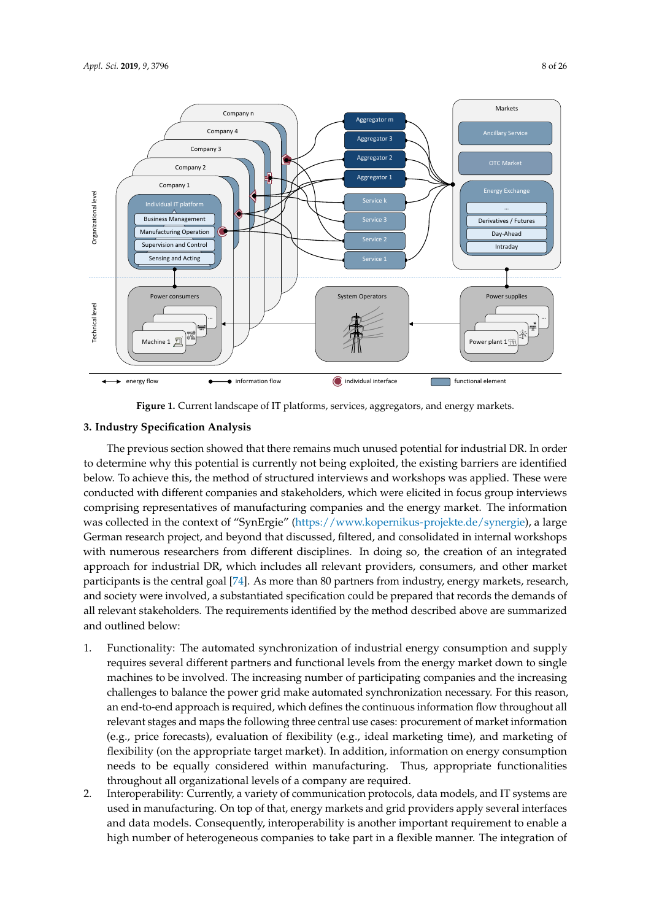Organizational level

Technical level

Company n

Company 4

Company 3

Company 2

Company 1

Individual IT platform

Business Management

Manufacturing Operation

Supervision and Control

Sensing and Acting

Power consumers

Machine 1

...

Aggregator m

Aggregator 3

Aggregator 2

Aggregator 1

Service k

Service 3

Service 2

Service 1

System Operators

Markets

Ancillary Service

OTC Market

Energy Exchange

...

Derivatives / Futures

Day-Ahead

Intraday

Power supplies

Power plant 1

...

energy flow

information flow

individual interface

functional element

**Figure 1.** Current landscape of IT platforms, services, aggregators, and energy markets.

## 3. Industry Specification Analysis

The previous section showed that there remains much unused potential for industrial DR. In order to determine why this potential is currently not being exploited, the existing barriers are identified below. To achieve this, the method of structured interviews and workshops was applied. These were conducted with different companies and stakeholders, which were elicited in focus group interviews comprising representatives of manufacturing companies and the energy market. The information was collected in the context of "SynErgie" (https://www.kopernikus-projekte.de/synergie), a large German research project, and beyond that discussed, filtered, and consolidated in internal workshops with numerous researchers from different disciplines. In doing so, the creation of an integrated approach for industrial DR, which includes all relevant providers, consumers, and other market participants is the central goal [74]. As more than 80 partners from industry, energy markets, research, and society were involved, a substantiated specification could be prepared that records the demands of all relevant stakeholders. The requirements identified by the method described above are summarized and outlined below:

1. Functionality: The automated synchronization of industrial energy consumption and supply requires several different partners and functional levels from the energy market down to single machines to be involved. The increasing number of participating companies and the increasing challenges to balance the power grid make automated synchronization necessary. For this reason, an end-to-end approach is required, which defines the continuous information flow throughout all relevant stages and maps the following three central use cases: procurement of market information (e.g., price forecasts), evaluation of flexibility (e.g., ideal marketing time), and marketing of flexibility (on the appropriate target market). In addition, information on energy consumption needs to be equally considered within manufacturing. Thus, appropriate functionalities throughout all organizational levels of a company are required.
2. Interoperability: Currently, a variety of communication protocols, data models, and IT systems are used in manufacturing. On top of that, energy markets and grid providers apply several interfaces and data models. Consequently, interoperability is another important requirement to enable a high number of heterogeneous companies to take part in a flexible manner. The integration of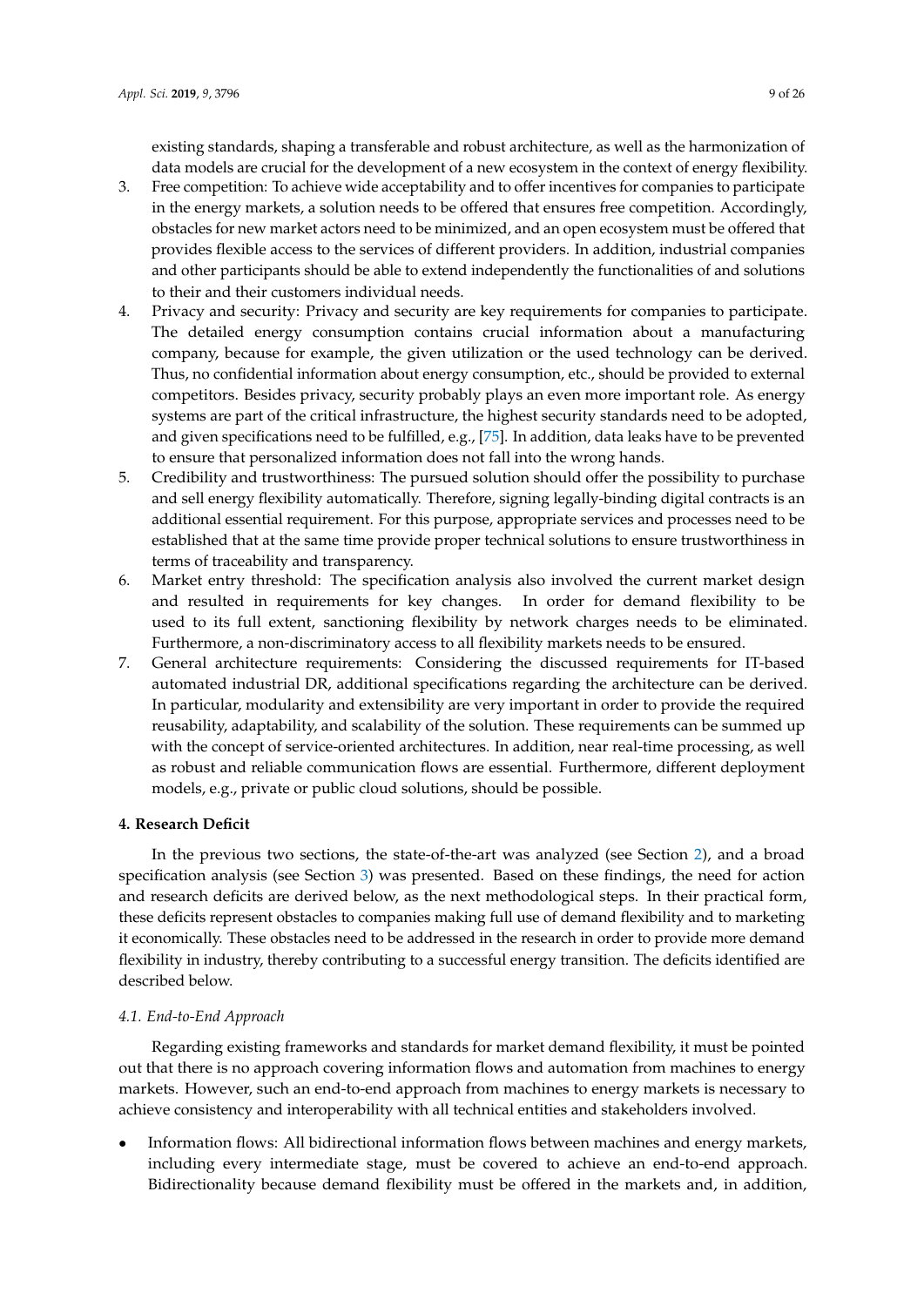existing standards, shaping a transferable and robust architecture, as well as the harmonization of data models are crucial for the development of a new ecosystem in the context of energy flexibility.

3. Free competition: To achieve wide acceptability and to offer incentives for companies to participate in the energy markets, a solution needs to be offered that ensures free competition. Accordingly, obstacles for new market actors need to be minimized, and an open ecosystem must be offered that provides flexible access to the services of different providers. In addition, industrial companies and other participants should be able to extend independently the functionalities of and solutions to their and their customers individual needs.
4. Privacy and security: Privacy and security are key requirements for companies to participate. The detailed energy consumption contains crucial information about a manufacturing company, because for example, the given utilization or the used technology can be derived. Thus, no confidential information about energy consumption, etc., should be provided to external competitors. Besides privacy, security probably plays an even more important role. As energy systems are part of the critical infrastructure, the highest security standards need to be adopted, and given specifications need to be fulfilled, e.g., [75]. In addition, data leaks have to be prevented to ensure that personalized information does not fall into the wrong hands.
5. Credibility and trustworthiness: The pursued solution should offer the possibility to purchase and sell energy flexibility automatically. Therefore, signing legally-binding digital contracts is an additional essential requirement. For this purpose, appropriate services and processes need to be established that at the same time provide proper technical solutions to ensure trustworthiness in terms of traceability and transparency.
6. Market entry threshold: The specification analysis also involved the current market design and resulted in requirements for key changes. In order for demand flexibility to be used to its full extent, sanctioning flexibility by network charges needs to be eliminated. Furthermore, a non-discriminatory access to all flexibility markets needs to be ensured.
7. General architecture requirements: Considering the discussed requirements for IT-based automated industrial DR, additional specifications regarding the architecture can be derived. In particular, modularity and extensibility are very important in order to provide the required reusability, adaptability, and scalability of the solution. These requirements can be summed up with the concept of service-oriented architectures. In addition, near real-time processing, as well as robust and reliable communication flows are essential. Furthermore, different deployment models, e.g., private or public cloud solutions, should be possible.

## 4. Research Deficit

In the previous two sections, the state-of-the-art was analyzed (see Section 2), and a broad specification analysis (see Section 3) was presented. Based on these findings, the need for action and research deficits are derived below, as the next methodological steps. In their practical form, these deficits represent obstacles to companies making full use of demand flexibility and to marketing it economically. These obstacles need to be addressed in the research in order to provide more demand flexibility in industry, thereby contributing to a successful energy transition. The deficits identified are described below.

### 4.1. End-to-End Approach

Regarding existing frameworks and standards for market demand flexibility, it must be pointed out that there is no approach covering information flows and automation from machines to energy markets. However, such an end-to-end approach from machines to energy markets is necessary to achieve consistency and interoperability with all technical entities and stakeholders involved.

- Information flows: All bidirectional information flows between machines and energy markets, including every intermediate stage, must be covered to achieve an end-to-end approach. Bidirectionality because demand flexibility must be offered in the markets and, in addition,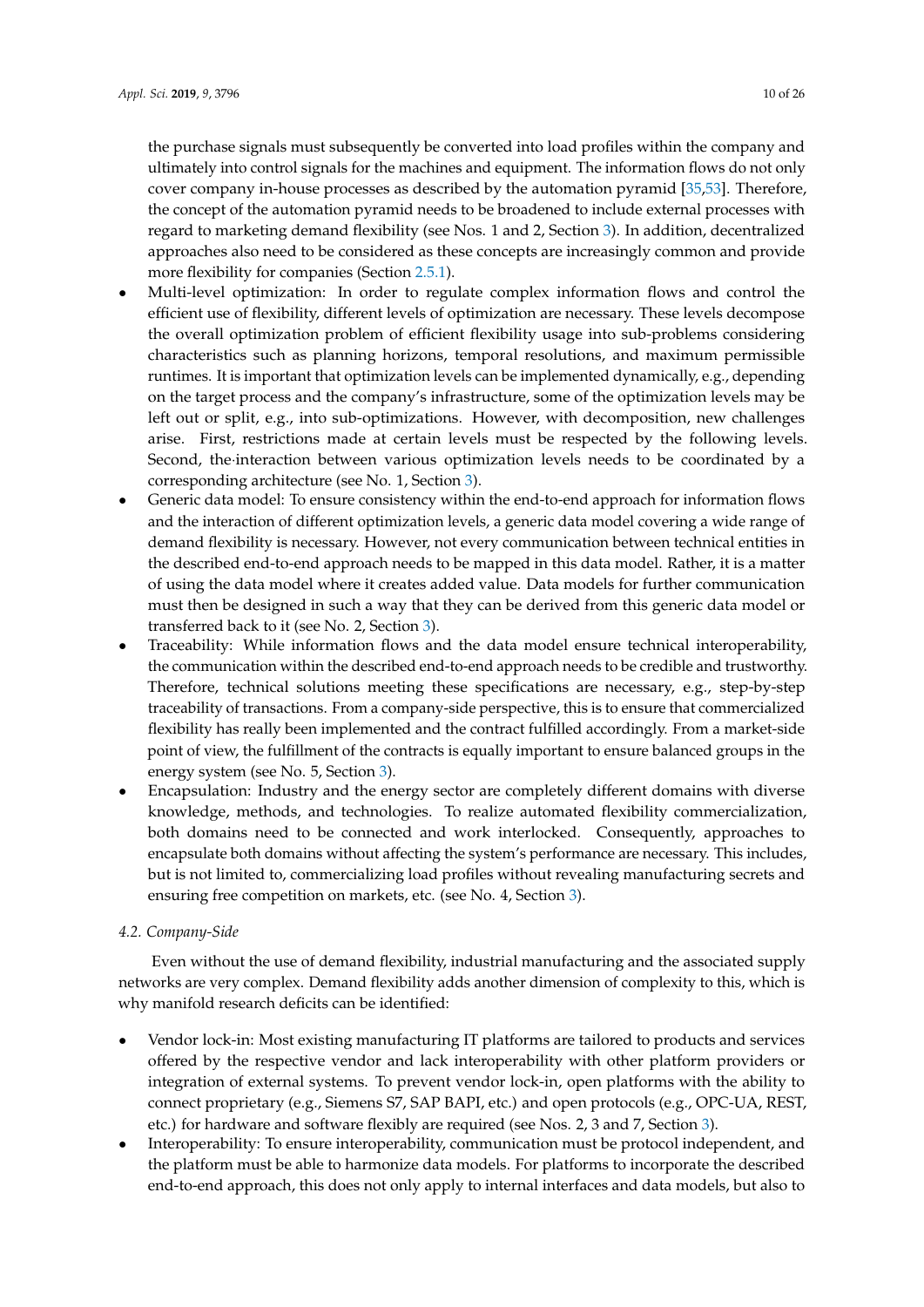the purchase signals must subsequently be converted into load profiles within the company and ultimately into control signals for the machines and equipment. The information flows do not only cover company in-house processes as described by the automation pyramid [35,53]. Therefore, the concept of the automation pyramid needs to be broadened to include external processes with regard to marketing demand flexibility (see Nos. 1 and 2, Section 3). In addition, decentralized approaches also need to be considered as these concepts are increasingly common and provide more flexibility for companies (Section 2.5.1).

- Multi-level optimization: In order to regulate complex information flows and control the efficient use of flexibility, different levels of optimization are necessary. These levels decompose the overall optimization problem of efficient flexibility usage into sub-problems considering characteristics such as planning horizons, temporal resolutions, and maximum permissible runtimes. It is important that optimization levels can be implemented dynamically, e.g., depending on the target process and the company's infrastructure, some of the optimization levels may be left out or split, e.g., into sub-optimizations. However, with decomposition, new challenges arise. First, restrictions made at certain levels must be respected by the following levels. Second, the interaction between various optimization levels needs to be coordinated by a corresponding architecture (see No. 1, Section 3).
- Generic data model: To ensure consistency within the end-to-end approach for information flows and the interaction of different optimization levels, a generic data model covering a wide range of demand flexibility is necessary. However, not every communication between technical entities in the described end-to-end approach needs to be mapped in this data model. Rather, it is a matter of using the data model where it creates added value. Data models for further communication must then be designed in such a way that they can be derived from this generic data model or transferred back to it (see No. 2, Section 3).
- Traceability: While information flows and the data model ensure technical interoperability, the communication within the described end-to-end approach needs to be credible and trustworthy. Therefore, technical solutions meeting these specifications are necessary, e.g., step-by-step traceability of transactions. From a company-side perspective, this is to ensure that commercialized flexibility has really been implemented and the contract fulfilled accordingly. From a market-side point of view, the fulfillment of the contracts is equally important to ensure balanced groups in the energy system (see No. 5, Section 3).
- Encapsulation: Industry and the energy sector are completely different domains with diverse knowledge, methods, and technologies. To realize automated flexibility commercialization, both domains need to be connected and work interlocked. Consequently, approaches to encapsulate both domains without affecting the system's performance are necessary. This includes, but is not limited to, commercializing load profiles without revealing manufacturing secrets and ensuring free competition on markets, etc. (see No. 4, Section 3).

### *4.2. Company-Side*

Even without the use of demand flexibility, industrial manufacturing and the associated supply networks are very complex. Demand flexibility adds another dimension of complexity to this, which is why manifold research deficits can be identified:

- Vendor lock-in: Most existing manufacturing IT platforms are tailored to products and services offered by the respective vendor and lack interoperability with other platform providers or integration of external systems. To prevent vendor lock-in, open platforms with the ability to connect proprietary (e.g., Siemens S7, SAP BAPI, etc.) and open protocols (e.g., OPC-UA, REST, etc.) for hardware and software flexibly are required (see Nos. 2, 3 and 7, Section 3).
- Interoperability: To ensure interoperability, communication must be protocol independent, and the platform must be able to harmonize data models. For platforms to incorporate the described end-to-end approach, this does not only apply to internal interfaces and data models, but also to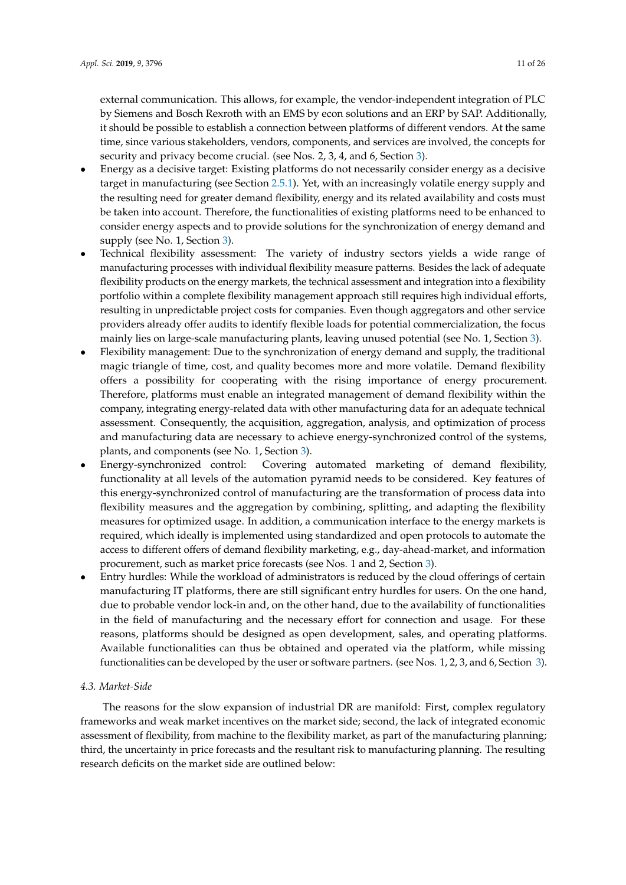external communication. This allows, for example, the vendor-independent integration of PLC by Siemens and Bosch Rexroth with an EMS by econ solutions and an ERP by SAP. Additionally, it should be possible to establish a connection between platforms of different vendors. At the same time, since various stakeholders, vendors, components, and services are involved, the concepts for security and privacy become crucial. (see Nos. 2, 3, 4, and 6, Section 3).

- Energy as a decisive target: Existing platforms do not necessarily consider energy as a decisive target in manufacturing (see Section 2.5.1). Yet, with an increasingly volatile energy supply and the resulting need for greater demand flexibility, energy and its related availability and costs must be taken into account. Therefore, the functionalities of existing platforms need to be enhanced to consider energy aspects and to provide solutions for the synchronization of energy demand and supply (see No. 1, Section 3).
- Technical flexibility assessment: The variety of industry sectors yields a wide range of manufacturing processes with individual flexibility measure patterns. Besides the lack of adequate flexibility products on the energy markets, the technical assessment and integration into a flexibility portfolio within a complete flexibility management approach still requires high individual efforts, resulting in unpredictable project costs for companies. Even though aggregators and other service providers already offer audits to identify flexible loads for potential commercialization, the focus mainly lies on large-scale manufacturing plants, leaving unused potential (see No. 1, Section 3).
- Flexibility management: Due to the synchronization of energy demand and supply, the traditional magic triangle of time, cost, and quality becomes more and more volatile. Demand flexibility offers a possibility for cooperating with the rising importance of energy procurement. Therefore, platforms must enable an integrated management of demand flexibility within the company, integrating energy-related data with other manufacturing data for an adequate technical assessment. Consequently, the acquisition, aggregation, analysis, and optimization of process and manufacturing data are necessary to achieve energy-synchronized control of the systems, plants, and components (see No. 1, Section 3).
- Energy-synchronized control: Covering automated marketing of demand flexibility, functionality at all levels of the automation pyramid needs to be considered. Key features of this energy-synchronized control of manufacturing are the transformation of process data into flexibility measures and the aggregation by combining, splitting, and adapting the flexibility measures for optimized usage. In addition, a communication interface to the energy markets is required, which ideally is implemented using standardized and open protocols to automate the access to different offers of demand flexibility marketing, e.g., day-ahead-market, and information procurement, such as market price forecasts (see Nos. 1 and 2, Section 3).
- Entry hurdles: While the workload of administrators is reduced by the cloud offerings of certain manufacturing IT platforms, there are still significant entry hurdles for users. On the one hand, due to probable vendor lock-in and, on the other hand, due to the availability of functionalities in the field of manufacturing and the necessary effort for connection and usage. For these reasons, platforms should be designed as open development, sales, and operating platforms. Available functionalities can thus be obtained and operated via the platform, while missing functionalities can be developed by the user or software partners. (see Nos. 1, 2, 3, and 6, Section 3).

### 4.3. Market-Side

The reasons for the slow expansion of industrial DR are manifold: First, complex regulatory frameworks and weak market incentives on the market side; second, the lack of integrated economic assessment of flexibility, from machine to the flexibility market, as part of the manufacturing planning; third, the uncertainty in price forecasts and the resultant risk to manufacturing planning. The resulting research deficits on the market side are outlined below: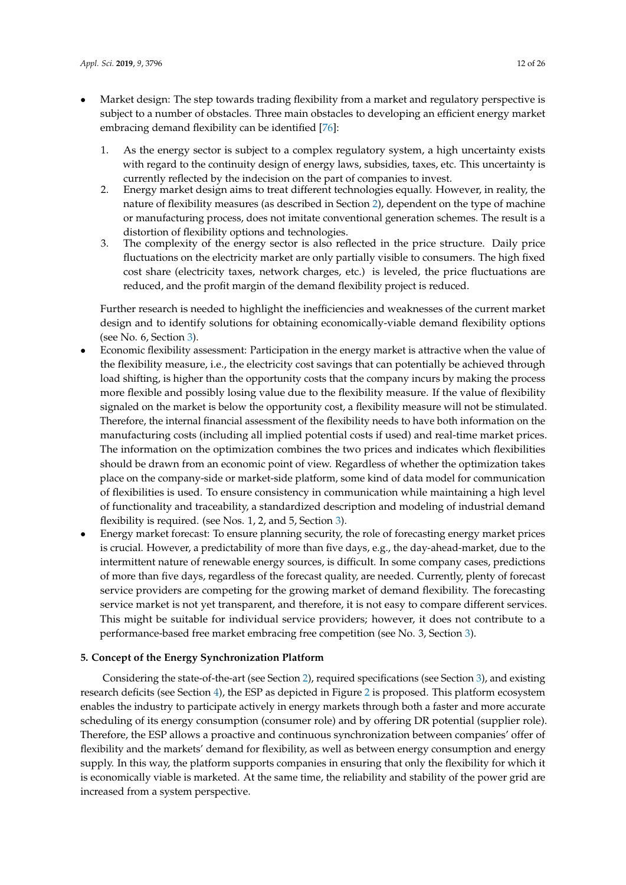- Market design: The step towards trading flexibility from a market and regulatory perspective is subject to a number of obstacles. Three main obstacles to developing an efficient energy market embracing demand flexibility can be identified [76]:

    1. As the energy sector is subject to a complex regulatory system, a high uncertainty exists with regard to the continuity design of energy laws, subsidies, taxes, etc. This uncertainty is currently reflected by the indecision on the part of companies to invest.
    2. Energy market design aims to treat different technologies equally. However, in reality, the nature of flexibility measures (as described in Section 2), dependent on the type of machine or manufacturing process, does not imitate conventional generation schemes. The result is a distortion of flexibility options and technologies.
    3. The complexity of the energy sector is also reflected in the price structure. Daily price fluctuations on the electricity market are only partially visible to consumers. The high fixed cost share (electricity taxes, network charges, etc.) is leveled, the price fluctuations are reduced, and the profit margin of the demand flexibility project is reduced.

    Further research is needed to highlight the inefficiencies and weaknesses of the current market design and to identify solutions for obtaining economically-viable demand flexibility options (see No. 6, Section 3).

- Economic flexibility assessment: Participation in the energy market is attractive when the value of the flexibility measure, i.e., the electricity cost savings that can potentially be achieved through load shifting, is higher than the opportunity costs that the company incurs by making the process more flexible and possibly losing value due to the flexibility measure. If the value of flexibility signaled on the market is below the opportunity cost, a flexibility measure will not be stimulated. Therefore, the internal financial assessment of the flexibility needs to have both information on the manufacturing costs (including all implied potential costs if used) and real-time market prices. The information on the optimization combines the two prices and indicates which flexibilities should be drawn from an economic point of view. Regardless of whether the optimization takes place on the company-side or market-side platform, some kind of data model for communication of flexibilities is used. To ensure consistency in communication while maintaining a high level of functionality and traceability, a standardized description and modeling of industrial demand flexibility is required. (see Nos. 1, 2, and 5, Section 3).
- Energy market forecast: To ensure planning security, the role of forecasting energy market prices is crucial. However, a predictability of more than five days, e.g., the day-ahead-market, due to the intermittent nature of renewable energy sources, is difficult. In some company cases, predictions of more than five days, regardless of the forecast quality, are needed. Currently, plenty of forecast service providers are competing for the growing market of demand flexibility. The forecasting service market is not yet transparent, and therefore, it is not easy to compare different services. This might be suitable for individual service providers; however, it does not contribute to a performance-based free market embracing free competition (see No. 3, Section 3).

## 5. Concept of the Energy Synchronization Platform

Considering the state-of-the-art (see Section 2), required specifications (see Section 3), and existing research deficits (see Section 4), the ESP as depicted in Figure 2 is proposed. This platform ecosystem enables the industry to participate actively in energy markets through both a faster and more accurate scheduling of its energy consumption (consumer role) and by offering DR potential (supplier role). Therefore, the ESP allows a proactive and continuous synchronization between companies' offer of flexibility and the markets' demand for flexibility, as well as between energy consumption and energy supply. In this way, the platform supports companies in ensuring that only the flexibility for which it is economically viable is marketed. At the same time, the reliability and stability of the power grid are increased from a system perspective.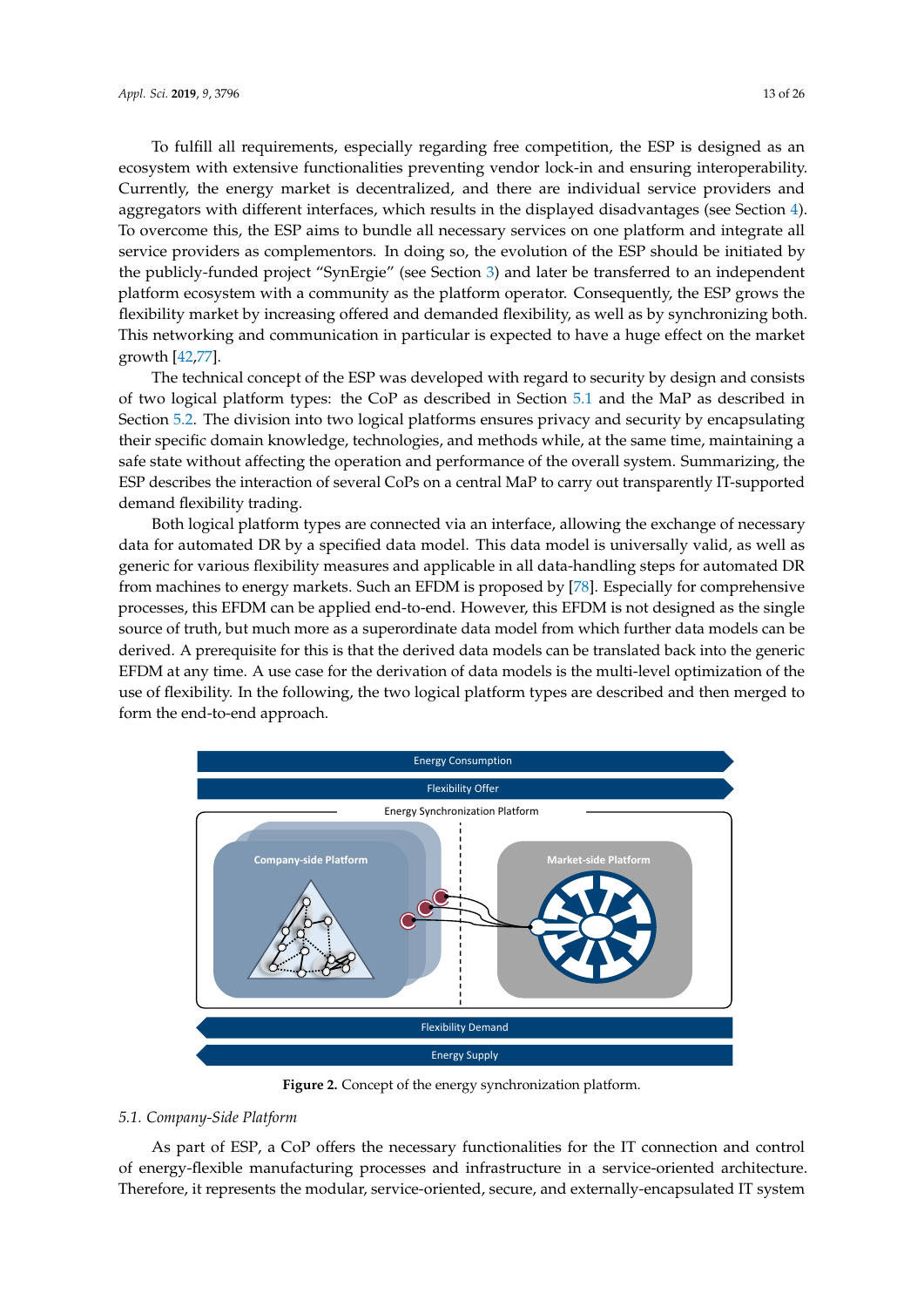To fulfill all requirements, especially regarding free competition, the ESP is designed as an ecosystem with extensive functionalities preventing vendor lock-in and ensuring interoperability. Currently, the energy market is decentralized, and there are individual service providers and aggregators with different interfaces, which results in the displayed disadvantages (see Section 4). To overcome this, the ESP aims to bundle all necessary services on one platform and integrate all service providers as complementors. In doing so, the evolution of the ESP should be initiated by the publicly-funded project "SynErgie" (see Section 3) and later be transferred to an independent platform ecosystem with a community as the platform operator. Consequently, the ESP grows the flexibility market by increasing offered and demanded flexibility, as well as by synchronizing both. This networking and communication in particular is expected to have a huge effect on the market growth [42,77].

The technical concept of the ESP was developed with regard to security by design and consists of two logical platform types: the CoP as described in Section 5.1 and the MaP as described in Section 5.2. The division into two logical platforms ensures privacy and security by encapsulating their specific domain knowledge, technologies, and methods while, at the same time, maintaining a safe state without affecting the operation and performance of the overall system. Summarizing, the ESP describes the interaction of several CoPs on a central MaP to carry out transparently IT-supported demand flexibility trading.

Both logical platform types are connected via an interface, allowing the exchange of necessary data for automated DR by a specified data model. This data model is universally valid, as well as generic for various flexibility measures and applicable in all data-handling steps for automated DR from machines to energy markets. Such an EFDM is proposed by [78]. Especially for comprehensive processes, this EFDM can be applied end-to-end. However, this EFDM is not designed as the single source of truth, but much more as a superordinate data model from which further data models can be derived. A prerequisite for this is that the derived data models can be translated back into the generic EFDM at any time. A use case for the derivation of data models is the multi-level optimization of the use of flexibility. In the following, the two logical platform types are described and then merged to form the end-to-end approach.

**Figure 2.** Concept of the energy synchronization platform.

### 5.1. Company-Side Platform

As part of ESP, a CoP offers the necessary functionalities for the IT connection and control of energy-flexible manufacturing processes and infrastructure in a service-oriented architecture. Therefore, it represents the modular, service-oriented, secure, and externally-encapsulated IT system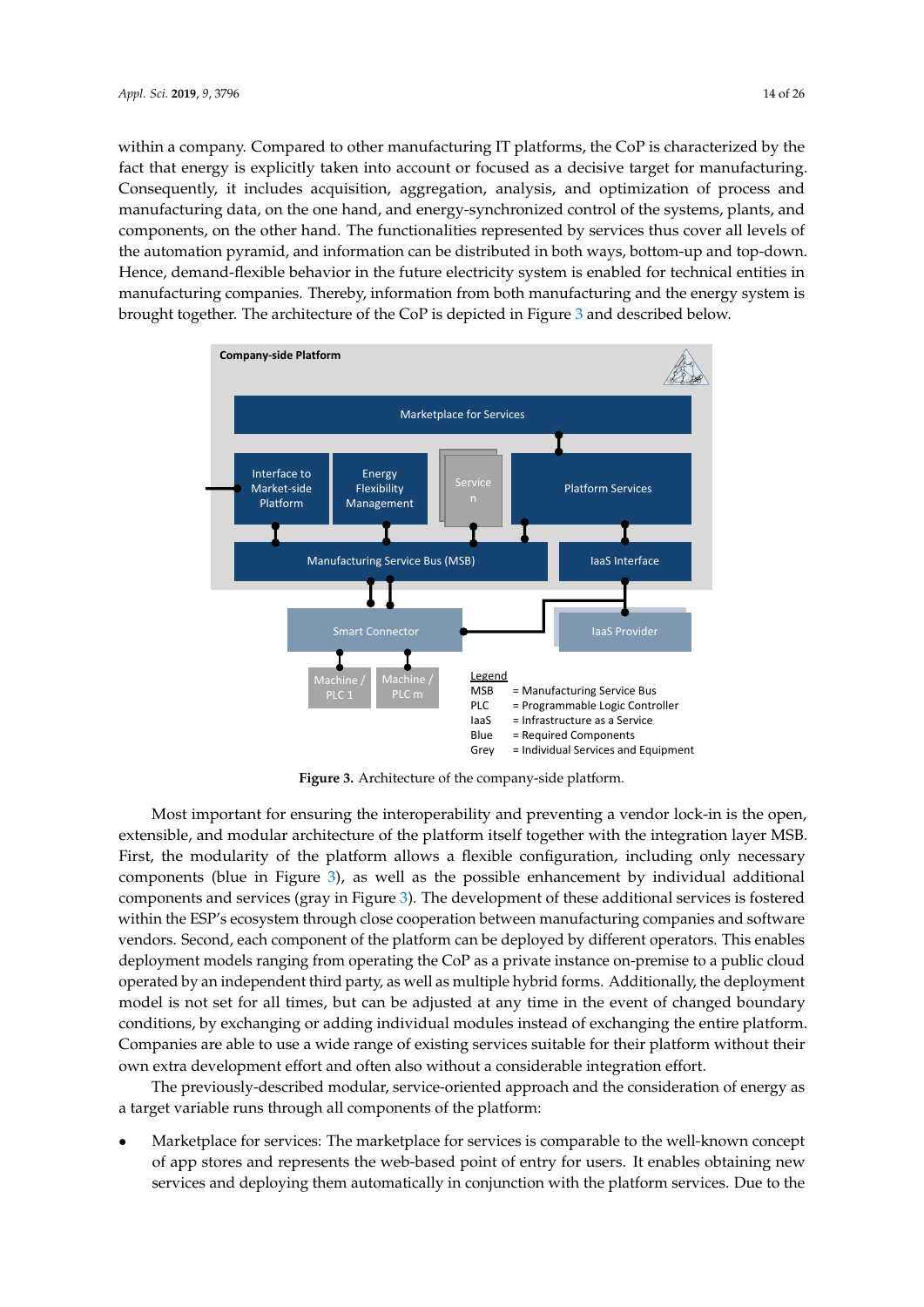within a company. Compared to other manufacturing IT platforms, the CoP is characterized by the fact that energy is explicitly taken into account or focused as a decisive target for manufacturing. Consequently, it includes acquisition, aggregation, analysis, and optimization of process and manufacturing data, on the one hand, and energy-synchronized control of the systems, plants, and components, on the other hand. The functionalities represented by services thus cover all levels of the automation pyramid, and information can be distributed in both ways, bottom-up and top-down. Hence, demand-flexible behavior in the future electricity system is enabled for technical entities in manufacturing companies. Thereby, information from both manufacturing and the energy system is brought together. The architecture of the CoP is depicted in Figure 3 and described below.

**Figure 3.** Architecture of the company-side platform.

Most important for ensuring the interoperability and preventing a vendor lock-in is the open, extensible, and modular architecture of the platform itself together with the integration layer MSB. First, the modularity of the platform allows a flexible configuration, including only necessary components (blue in Figure 3), as well as the possible enhancement by individual additional components and services (gray in Figure 3). The development of these additional services is fostered within the ESP's ecosystem through close cooperation between manufacturing companies and software vendors. Second, each component of the platform can be deployed by different operators. This enables deployment models ranging from operating the CoP as a private instance on-premise to a public cloud operated by an independent third party, as well as multiple hybrid forms. Additionally, the deployment model is not set for all times, but can be adjusted at any time in the event of changed boundary conditions, by exchanging or adding individual modules instead of exchanging the entire platform. Companies are able to use a wide range of existing services suitable for their platform without their own extra development effort and often also without a considerable integration effort.

The previously-described modular, service-oriented approach and the consideration of energy as a target variable runs through all components of the platform:

- Marketplace for services: The marketplace for services is comparable to the well-known concept of app stores and represents the web-based point of entry for users. It enables obtaining new services and deploying them automatically in conjunction with the platform services. Due to the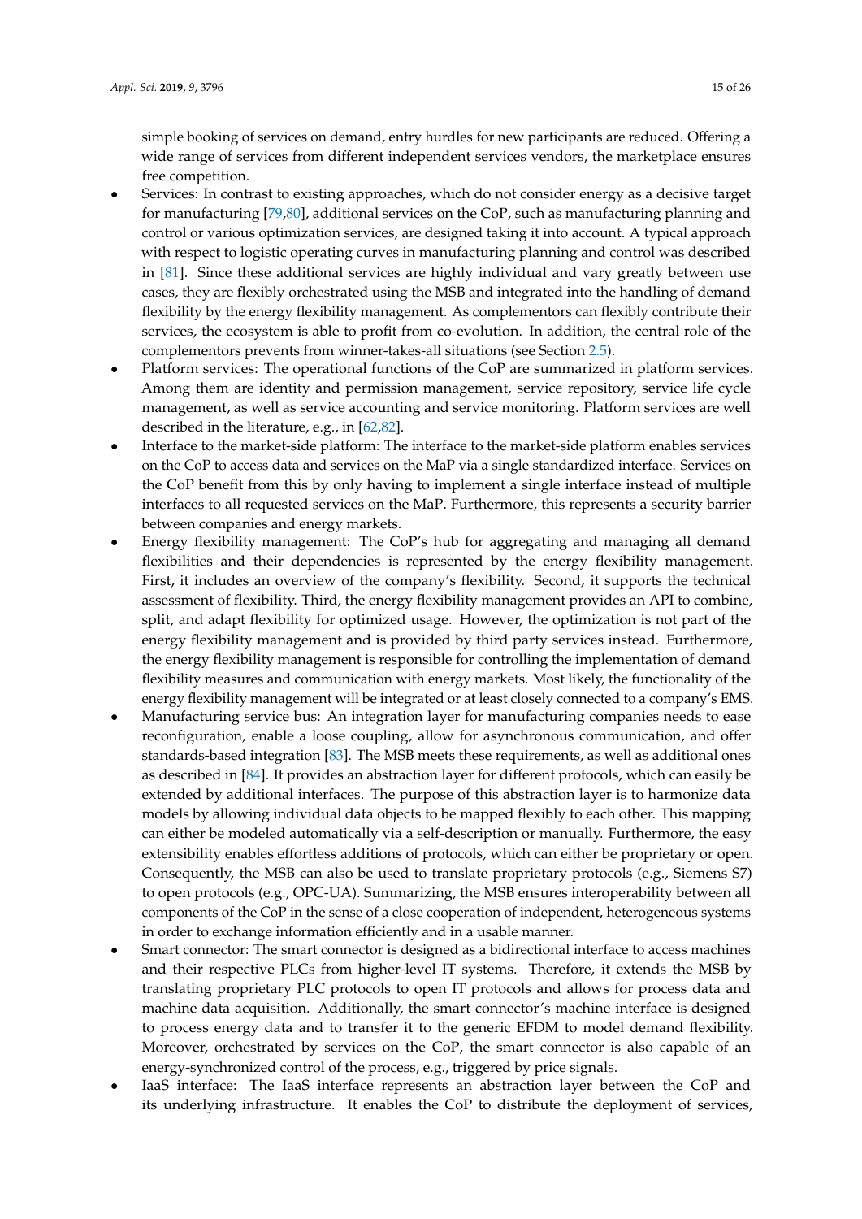simple booking of services on demand, entry hurdles for new participants are reduced. Offering a wide range of services from different independent services vendors, the marketplace ensures free competition.

- Services: In contrast to existing approaches, which do not consider energy as a decisive target for manufacturing [79,80], additional services on the CoP, such as manufacturing planning and control or various optimization services, are designed taking it into account. A typical approach with respect to logistic operating curves in manufacturing planning and control was described in [81]. Since these additional services are highly individual and vary greatly between use cases, they are flexibly orchestrated using the MSB and integrated into the handling of demand flexibility by the energy flexibility management. As complementors can flexibly contribute their services, the ecosystem is able to profit from co-evolution. In addition, the central role of the complementors prevents from winner-takes-all situations (see Section 2.5).
- Platform services: The operational functions of the CoP are summarized in platform services. Among them are identity and permission management, service repository, service life cycle management, as well as service accounting and service monitoring. Platform services are well described in the literature, e.g., in [62,82].
- Interface to the market-side platform: The interface to the market-side platform enables services on the CoP to access data and services on the MaP via a single standardized interface. Services on the CoP benefit from this by only having to implement a single interface instead of multiple interfaces to all requested services on the MaP. Furthermore, this represents a security barrier between companies and energy markets.
- Energy flexibility management: The CoP's hub for aggregating and managing all demand flexibilities and their dependencies is represented by the energy flexibility management. First, it includes an overview of the company's flexibility. Second, it supports the technical assessment of flexibility. Third, the energy flexibility management provides an API to combine, split, and adapt flexibility for optimized usage. However, the optimization is not part of the energy flexibility management and is provided by third party services instead. Furthermore, the energy flexibility management is responsible for controlling the implementation of demand flexibility measures and communication with energy markets. Most likely, the functionality of the energy flexibility management will be integrated or at least closely connected to a company's EMS.
- Manufacturing service bus: An integration layer for manufacturing companies needs to ease reconfiguration, enable a loose coupling, allow for asynchronous communication, and offer standards-based integration [83]. The MSB meets these requirements, as well as additional ones as described in [84]. It provides an abstraction layer for different protocols, which can easily be extended by additional interfaces. The purpose of this abstraction layer is to harmonize data models by allowing individual data objects to be mapped flexibly to each other. This mapping can either be modeled automatically via a self-description or manually. Furthermore, the easy extensibility enables effortless additions of protocols, which can either be proprietary or open. Consequently, the MSB can also be used to translate proprietary protocols (e.g., Siemens S7) to open protocols (e.g., OPC-UA). Summarizing, the MSB ensures interoperability between all components of the CoP in the sense of a close cooperation of independent, heterogeneous systems in order to exchange information efficiently and in a usable manner.
- Smart connector: The smart connector is designed as a bidirectional interface to access machines and their respective PLCs from higher-level IT systems. Therefore, it extends the MSB by translating proprietary PLC protocols to open IT protocols and allows for process data and machine data acquisition. Additionally, the smart connector's machine interface is designed to process energy data and to transfer it to the generic EFDM to model demand flexibility. Moreover, orchestrated by services on the CoP, the smart connector is also capable of an energy-synchronized control of the process, e.g., triggered by price signals.
- IaaS interface: The IaaS interface represents an abstraction layer between the CoP and its underlying infrastructure. It enables the CoP to distribute the deployment of services,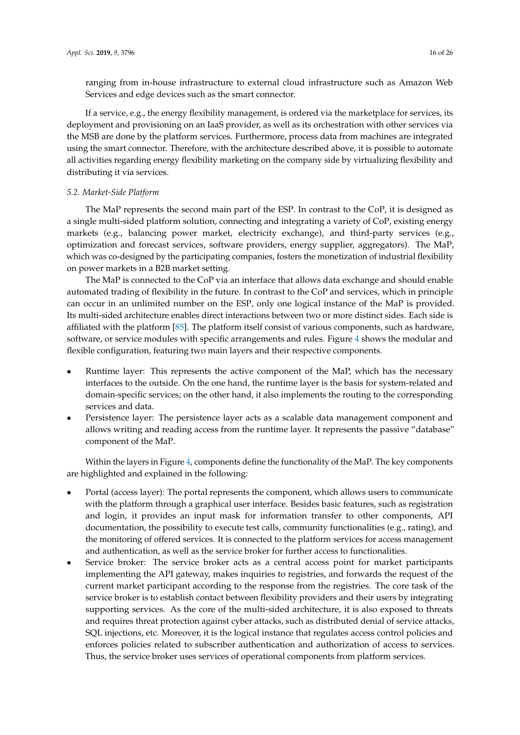ranging from in-house infrastructure to external cloud infrastructure such as Amazon Web Services and edge devices such as the smart connector.

If a service, e.g., the energy flexibility management, is ordered via the marketplace for services, its deployment and provisioning on an IaaS provider, as well as its orchestration with other services via the MSB are done by the platform services. Furthermore, process data from machines are integrated using the smart connector. Therefore, with the architecture described above, it is possible to automate all activities regarding energy flexibility marketing on the company side by virtualizing flexibility and distributing it via services.

### *5.2. Market-Side Platform*

The MaP represents the second main part of the ESP. In contrast to the CoP, it is designed as a single multi-sided platform solution, connecting and integrating a variety of CoP, existing energy markets (e.g., balancing power market, electricity exchange), and third-party services (e.g., optimization and forecast services, software providers, energy supplier, aggregators). The MaP, which was co-designed by the participating companies, fosters the monetization of industrial flexibility on power markets in a B2B market setting.

The MaP is connected to the CoP via an interface that allows data exchange and should enable automated trading of flexibility in the future. In contrast to the CoP and services, which in principle can occur in an unlimited number on the ESP, only one logical instance of the MaP is provided. Its multi-sided architecture enables direct interactions between two or more distinct sides. Each side is affiliated with the platform [85]. The platform itself consist of various components, such as hardware, software, or service modules with specific arrangements and rules. Figure 4 shows the modular and flexible configuration, featuring two main layers and their respective components.

- Runtime layer: This represents the active component of the MaP, which has the necessary interfaces to the outside. On the one hand, the runtime layer is the basis for system-related and domain-specific services; on the other hand, it also implements the routing to the corresponding services and data.
- Persistence layer: The persistence layer acts as a scalable data management component and allows writing and reading access from the runtime layer. It represents the passive "database" component of the MaP.

Within the layers in Figure 4, components define the functionality of the MaP. The key components are highlighted and explained in the following:

- Portal (access layer): The portal represents the component, which allows users to communicate with the platform through a graphical user interface. Besides basic features, such as registration and login, it provides an input mask for information transfer to other components, API documentation, the possibility to execute test calls, community functionalities (e.g., rating), and the monitoring of offered services. It is connected to the platform services for access management and authentication, as well as the service broker for further access to functionalities.
- Service broker: The service broker acts as a central access point for market participants implementing the API gateway, makes inquiries to registries, and forwards the request of the current market participant according to the response from the registries. The core task of the service broker is to establish contact between flexibility providers and their users by integrating supporting services. As the core of the multi-sided architecture, it is also exposed to threats and requires threat protection against cyber attacks, such as distributed denial of service attacks, SQL injections, etc. Moreover, it is the logical instance that regulates access control policies and enforces policies related to subscriber authentication and authorization of access to services. Thus, the service broker uses services of operational components from platform services.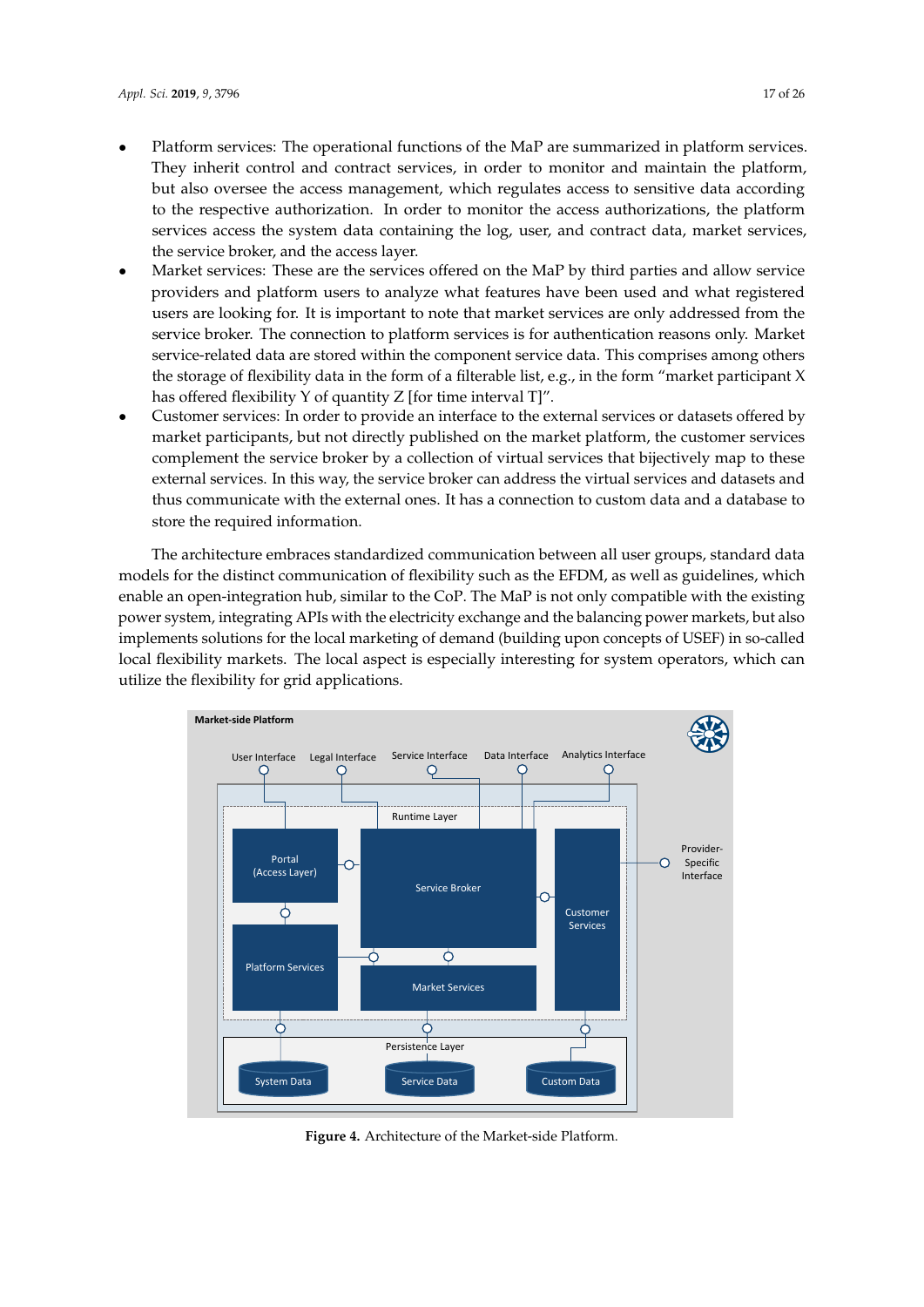- Platform services: The operational functions of the MaP are summarized in platform services. They inherit control and contract services, in order to monitor and maintain the platform, but also oversee the access management, which regulates access to sensitive data according to the respective authorization. In order to monitor the access authorizations, the platform services access the system data containing the log, user, and contract data, market services, the service broker, and the access layer.
- Market services: These are the services offered on the MaP by third parties and allow service providers and platform users to analyze what features have been used and what registered users are looking for. It is important to note that market services are only addressed from the service broker. The connection to platform services is for authentication reasons only. Market service-related data are stored within the component service data. This comprises among others the storage of flexibility data in the form of a filterable list, e.g., in the form "market participant X has offered flexibility Y of quantity Z [for time interval T]".
- Customer services: In order to provide an interface to the external services or datasets offered by market participants, but not directly published on the market platform, the customer services complement the service broker by a collection of virtual services that bijectively map to these external services. In this way, the service broker can address the virtual services and datasets and thus communicate with the external ones. It has a connection to custom data and a database to store the required information.

The architecture embraces standardized communication between all user groups, standard data models for the distinct communication of flexibility such as the EFDM, as well as guidelines, which enable an open-integration hub, similar to the CoP. The MaP is not only compatible with the existing power system, integrating APIs with the electricity exchange and the balancing power markets, but also implements solutions for the local marketing of demand (building upon concepts of USEF) in so-called local flexibility markets. The local aspect is especially interesting for system operators, which can utilize the flexibility for grid applications.

**Figure 4.** Architecture of the Market-side Platform.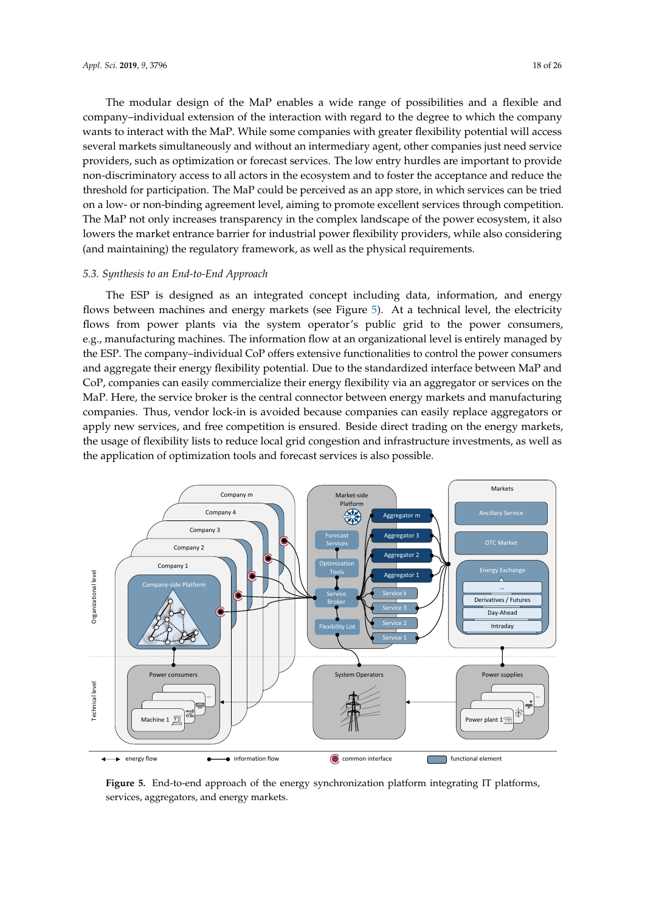The modular design of the MaP enables a wide range of possibilities and a flexible and company–individual extension of the interaction with regard to the degree to which the company wants to interact with the MaP. While some companies with greater flexibility potential will access several markets simultaneously and without an intermediary agent, other companies just need service providers, such as optimization or forecast services. The low entry hurdles are important to provide non-discriminatory access to all actors in the ecosystem and to foster the acceptance and reduce the threshold for participation. The MaP could be perceived as an app store, in which services can be tried on a low- or non-binding agreement level, aiming to promote excellent services through competition. The MaP not only increases transparency in the complex landscape of the power ecosystem, it also lowers the market entrance barrier for industrial power flexibility providers, while also considering (and maintaining) the regulatory framework, as well as the physical requirements.

### 5.3. Synthesis to an End-to-End Approach

The ESP is designed as an integrated concept including data, information, and energy flows between machines and energy markets (see Figure 5). At a technical level, the electricity flows from power plants via the system operator's public grid to the power consumers, e.g., manufacturing machines. The information flow at an organizational level is entirely managed by the ESP. The company–individual CoP offers extensive functionalities to control the power consumers and aggregate their energy flexibility potential. Due to the standardized interface between MaP and CoP, companies can easily commercialize their energy flexibility via an aggregator or services on the MaP. Here, the service broker is the central connector between energy markets and manufacturing companies. Thus, vendor lock-in is avoided because companies can easily replace aggregators or apply new services, and free competition is ensured. Beside direct trading on the energy markets, the usage of flexibility lists to reduce local grid congestion and infrastructure investments, as well as the application of optimization tools and forecast services is also possible.

**Figure 5.** End-to-end approach of the energy synchronization platform integrating IT platforms, services, aggregators, and energy markets.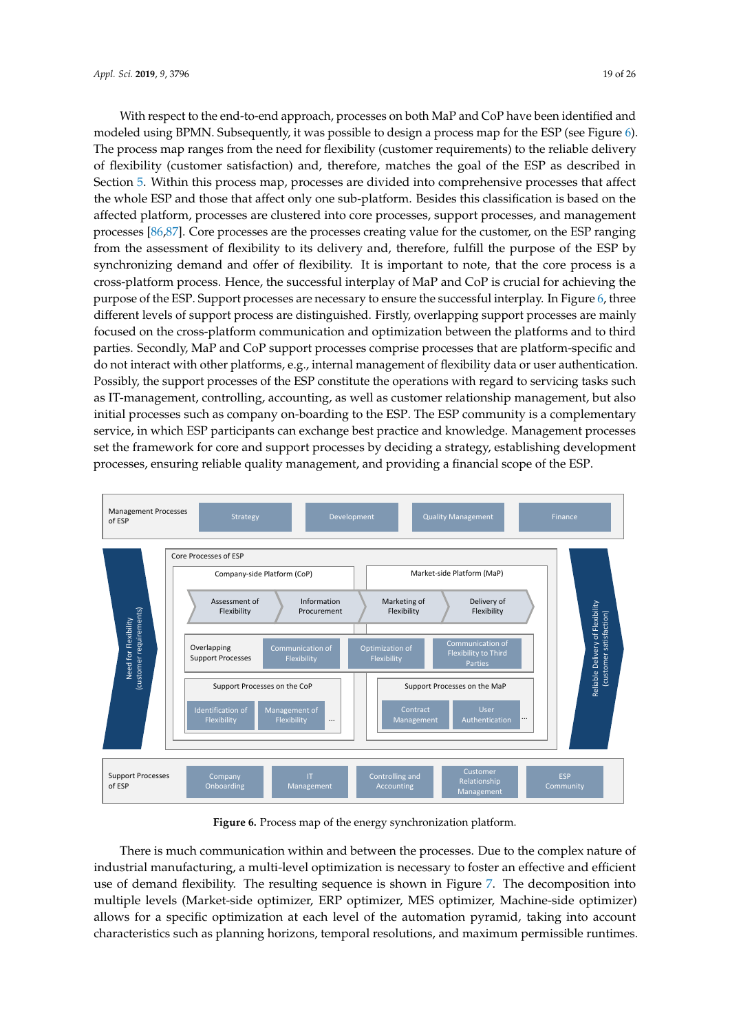With respect to the end-to-end approach, processes on both MaP and CoP have been identified and modeled using BPMN. Subsequently, it was possible to design a process map for the ESP (see Figure 6). The process map ranges from the need for flexibility (customer requirements) to the reliable delivery of flexibility (customer satisfaction) and, therefore, matches the goal of the ESP as described in Section 5. Within this process map, processes are divided into comprehensive processes that affect the whole ESP and those that affect only one sub-platform. Besides this classification is based on the affected platform, processes are clustered into core processes, support processes, and management processes [86,87]. Core processes are the processes creating value for the customer, on the ESP ranging from the assessment of flexibility to its delivery and, therefore, fulfill the purpose of the ESP by synchronizing demand and offer of flexibility. It is important to note, that the core process is a cross-platform process. Hence, the successful interplay of MaP and CoP is crucial for achieving the purpose of the ESP. Support processes are necessary to ensure the successful interplay. In Figure 6, three different levels of support process are distinguished. Firstly, overlapping support processes are mainly focused on the cross-platform communication and optimization between the platforms and to third parties. Secondly, MaP and CoP support processes comprise processes that are platform-specific and do not interact with other platforms, e.g., internal management of flexibility data or user authentication. Possibly, the support processes of the ESP constitute the operations with regard to servicing tasks such as IT-management, controlling, accounting, as well as customer relationship management, but also initial processes such as company on-boarding to the ESP. The ESP community is a complementary service, in which ESP participants can exchange best practice and knowledge. Management processes set the framework for core and support processes by deciding a strategy, establishing development processes, ensuring reliable quality management, and providing a financial scope of the ESP.

**Figure 6.** Process map of the energy synchronization platform.

There is much communication within and between the processes. Due to the complex nature of industrial manufacturing, a multi-level optimization is necessary to foster an effective and efficient use of demand flexibility. The resulting sequence is shown in Figure 7. The decomposition into multiple levels (Market-side optimizer, ERP optimizer, MES optimizer, Machine-side optimizer) allows for a specific optimization at each level of the automation pyramid, taking into account characteristics such as planning horizons, temporal resolutions, and maximum permissible runtimes.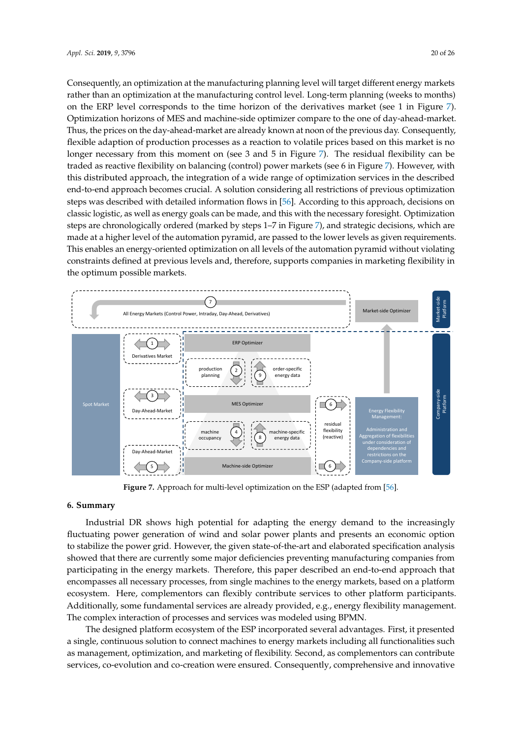Consequently, an optimization at the manufacturing planning level will target different energy markets rather than an optimization at the manufacturing control level. Long-term planning (weeks to months) on the ERP level corresponds to the time horizon of the derivatives market (see 1 in Figure 7). Optimization horizons of MES and machine-side optimizer compare to the one of day-ahead-market. Thus, the prices on the day-ahead-market are already known at noon of the previous day. Consequently, flexible adaption of production processes as a reaction to volatile prices based on this market is no longer necessary from this moment on (see 3 and 5 in Figure 7). The residual flexibility can be traded as reactive flexibility on balancing (control) power markets (see 6 in Figure 7). However, with this distributed approach, the integration of a wide range of optimization services in the described end-to-end approach becomes crucial. A solution considering all restrictions of previous optimization steps was described with detailed information flows in [56]. According to this approach, decisions on classic logistic, as well as energy goals can be made, and this with the necessary foresight. Optimization steps are chronologically ordered (marked by steps 1–7 in Figure 7), and strategic decisions, which are made at a higher level of the automation pyramid, are passed to the lower levels as given requirements. This enables an energy-oriented optimization on all levels of the automation pyramid without violating constraints defined at previous levels and, therefore, supports companies in marketing flexibility in the optimum possible markets.

**Figure 7.** Approach for multi-level optimization on the ESP (adapted from [56]).

## 6. Summary

Industrial DR shows high potential for adapting the energy demand to the increasingly fluctuating power generation of wind and solar power plants and presents an economic option to stabilize the power grid. However, the given state-of-the-art and elaborated specification analysis showed that there are currently some major deficiencies preventing manufacturing companies from participating in the energy markets. Therefore, this paper described an end-to-end approach that encompasses all necessary processes, from single machines to the energy markets, based on a platform ecosystem. Here, complementors can flexibly contribute services to other platform participants. Additionally, some fundamental services are already provided, e.g., energy flexibility management. The complex interaction of processes and services was modeled using BPMN.

The designed platform ecosystem of the ESP incorporated several advantages. First, it presented a single, continuous solution to connect machines to energy markets including all functionalities such as management, optimization, and marketing of flexibility. Second, as complementors can contribute services, co-evolution and co-creation were ensured. Consequently, comprehensive and innovative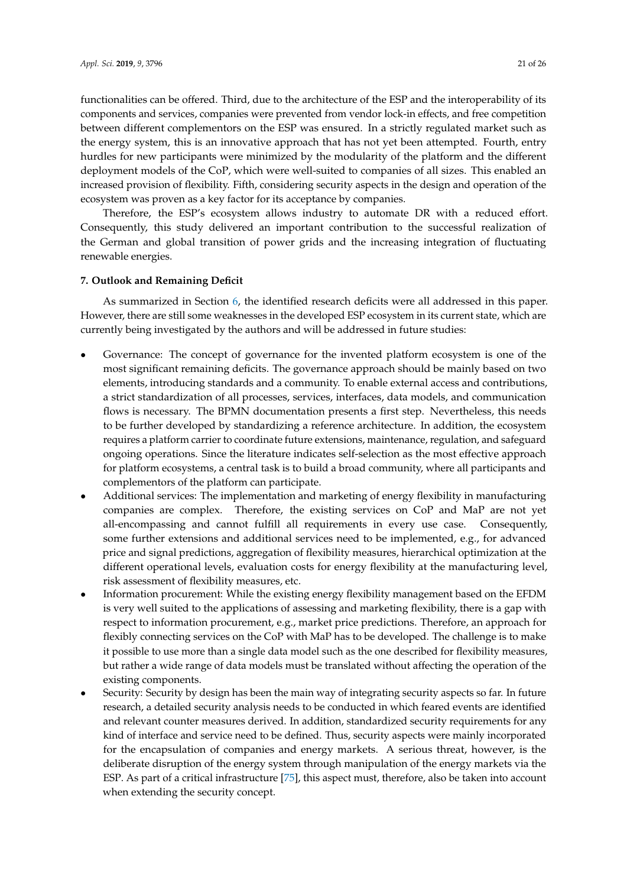functionalities can be offered. Third, due to the architecture of the ESP and the interoperability of its components and services, companies were prevented from vendor lock-in effects, and free competition between different complementors on the ESP was ensured. In a strictly regulated market such as the energy system, this is an innovative approach that has not yet been attempted. Fourth, entry hurdles for new participants were minimized by the modularity of the platform and the different deployment models of the CoP, which were well-suited to companies of all sizes. This enabled an increased provision of flexibility. Fifth, considering security aspects in the design and operation of the ecosystem was proven as a key factor for its acceptance by companies.

Therefore, the ESP's ecosystem allows industry to automate DR with a reduced effort. Consequently, this study delivered an important contribution to the successful realization of the German and global transition of power grids and the increasing integration of fluctuating renewable energies.

**7. Outlook and Remaining Deficit**

As summarized in Section 6, the identified research deficits were all addressed in this paper. However, there are still some weaknesses in the developed ESP ecosystem in its current state, which are currently being investigated by the authors and will be addressed in future studies:

- Governance: The concept of governance for the invented platform ecosystem is one of the most significant remaining deficits. The governance approach should be mainly based on two elements, introducing standards and a community. To enable external access and contributions, a strict standardization of all processes, services, interfaces, data models, and communication flows is necessary. The BPMN documentation presents a first step. Nevertheless, this needs to be further developed by standardizing a reference architecture. In addition, the ecosystem requires a platform carrier to coordinate future extensions, maintenance, regulation, and safeguard ongoing operations. Since the literature indicates self-selection as the most effective approach for platform ecosystems, a central task is to build a broad community, where all participants and complementors of the platform can participate.
- Additional services: The implementation and marketing of energy flexibility in manufacturing companies are complex. Therefore, the existing services on CoP and MaP are not yet all-encompassing and cannot fulfill all requirements in every use case. Consequently, some further extensions and additional services need to be implemented, e.g., for advanced price and signal predictions, aggregation of flexibility measures, hierarchical optimization at the different operational levels, evaluation costs for energy flexibility at the manufacturing level, risk assessment of flexibility measures, etc.
- Information procurement: While the existing energy flexibility management based on the EFDM is very well suited to the applications of assessing and marketing flexibility, there is a gap with respect to information procurement, e.g., market price predictions. Therefore, an approach for flexibly connecting services on the CoP with MaP has to be developed. The challenge is to make it possible to use more than a single data model such as the one described for flexibility measures, but rather a wide range of data models must be translated without affecting the operation of the existing components.
- Security: Security by design has been the main way of integrating security aspects so far. In future research, a detailed security analysis needs to be conducted in which feared events are identified and relevant counter measures derived. In addition, standardized security requirements for any kind of interface and service need to be defined. Thus, security aspects were mainly incorporated for the encapsulation of companies and energy markets. A serious threat, however, is the deliberate disruption of the energy system through manipulation of the energy markets via the ESP. As part of a critical infrastructure [75], this aspect must, therefore, also be taken into account when extending the security concept.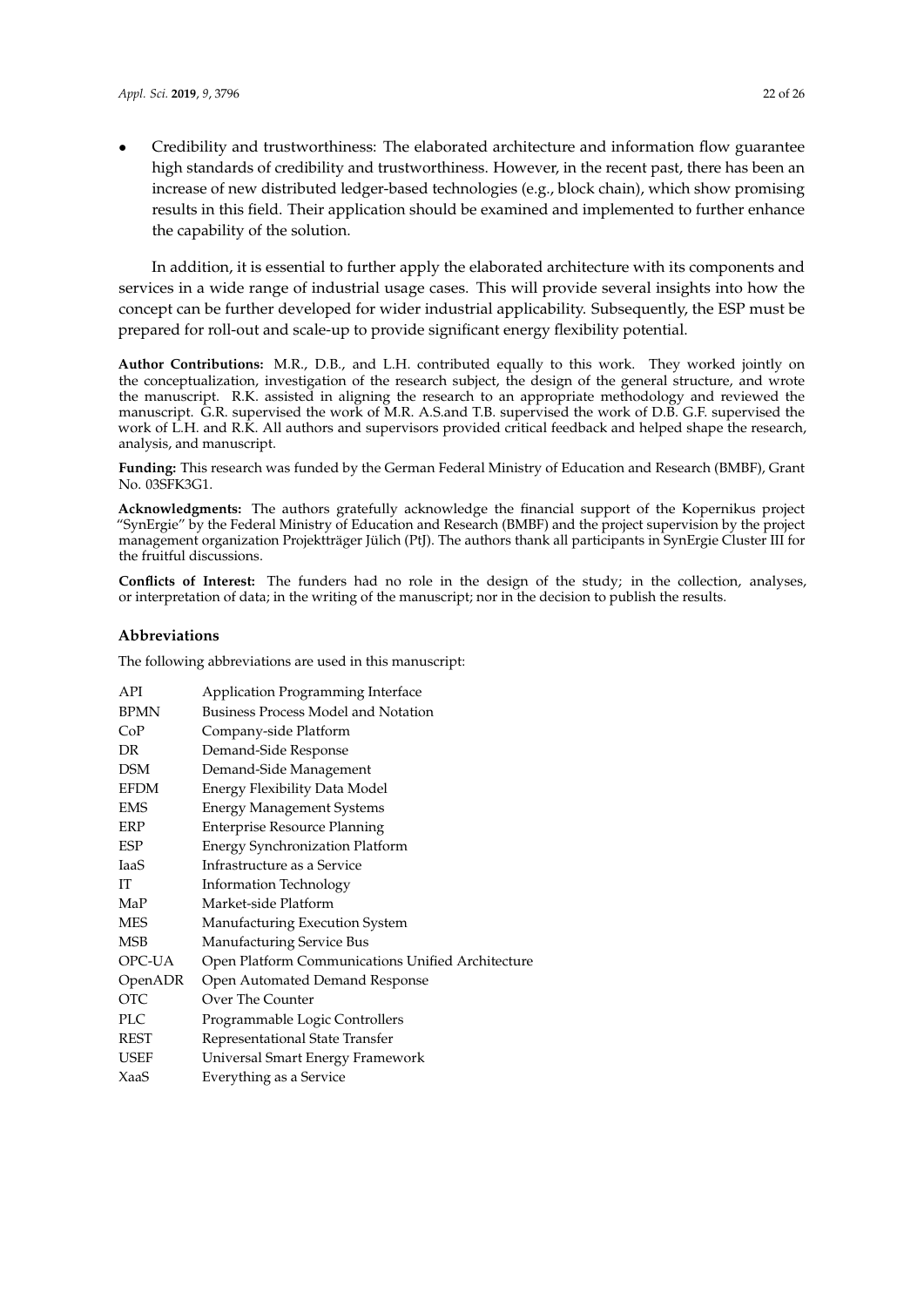- Credibility and trustworthiness: The elaborated architecture and information flow guarantee high standards of credibility and trustworthiness. However, in the recent past, there has been an increase of new distributed ledger-based technologies (e.g., block chain), which show promising results in this field. Their application should be examined and implemented to further enhance the capability of the solution.

In addition, it is essential to further apply the elaborated architecture with its components and services in a wide range of industrial usage cases. This will provide several insights into how the concept can be further developed for wider industrial applicability. Subsequently, the ESP must be prepared for roll-out and scale-up to provide significant energy flexibility potential.

**Author Contributions:** M.R., D.B., and L.H. contributed equally to this work. They worked jointly on the conceptualization, investigation of the research subject, the design of the general structure, and wrote the manuscript. R.K. assisted in aligning the research to an appropriate methodology and reviewed the manuscript. G.R. supervised the work of M.R. A.S.and T.B. supervised the work of D.B. G.F. supervised the work of L.H. and R.K. All authors and supervisors provided critical feedback and helped shape the research, analysis, and manuscript.

**Funding:** This research was funded by the German Federal Ministry of Education and Research (BMBF), Grant No. 03SFK3G1.

**Acknowledgments:** The authors gratefully acknowledge the financial support of the Kopernikus project "SynErgie" by the Federal Ministry of Education and Research (BMBF) and the project supervision by the project management organization Projektträger Jülich (PtJ). The authors thank all participants in SynErgie Cluster III for the fruitful discussions.

**Conflicts of Interest:** The funders had no role in the design of the study; in the collection, analyses, or interpretation of data; in the writing of the manuscript; nor in the decision to publish the results.

## Abbreviations

The following abbreviations are used in this manuscript:

| | |
|---|---|
| API | Application Programming Interface |
| BPMN | Business Process Model and Notation |
| CoP | Company-side Platform |
| DR | Demand-Side Response |
| DSM | Demand-Side Management |
| EFDM | Energy Flexibility Data Model |
| EMS | Energy Management Systems |
| ERP | Enterprise Resource Planning |
| ESP | Energy Synchronization Platform |
| IaaS | Infrastructure as a Service |
| IT | Information Technology |
| MaP | Market-side Platform |
| MES | Manufacturing Execution System |
| MSB | Manufacturing Service Bus |
| OPC-UA | Open Platform Communications Unified Architecture |
| OpenADR | Open Automated Demand Response |
| OTC | Over The Counter |
| PLC | Programmable Logic Controllers |
| REST | Representational State Transfer |
| USEF | Universal Smart Energy Framework |
| XaaS | Everything as a Service |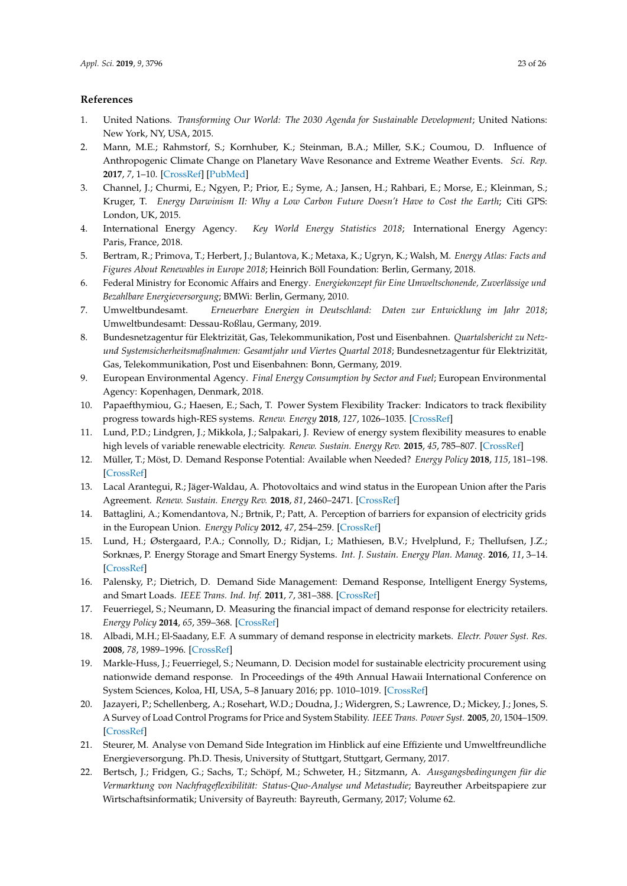## References

1. United Nations. *Transforming Our World: The 2030 Agenda for Sustainable Development*; United Nations: New York, NY, USA, 2015.
2. Mann, M.E.; Rahmstorf, S.; Kornhuber, K.; Steinman, B.A.; Miller, S.K.; Coumou, D. Influence of Anthropogenic Climate Change on Planetary Wave Resonance and Extreme Weather Events. *Sci. Rep.* **2017**, *7*, 1–10. [CrossRef] [PubMed]
3. Channel, J.; Churmi, E.; Ngyen, P.; Prior, E.; Syme, A.; Jansen, H.; Rahbari, E.; Morse, E.; Kleinman, S.; Kruger, T. *Energy Darwinism II: Why a Low Carbon Future Doesn't Have to Cost the Earth*; Citi GPS: London, UK, 2015.
4. International Energy Agency. *Key World Energy Statistics 2018*; International Energy Agency: Paris, France, 2018.
5. Bertram, R.; Primova, T.; Herbert, J.; Bulantova, K.; Metaxa, K.; Ugryn, K.; Walsh, M. *Energy Atlas: Facts and Figures About Renewables in Europe 2018*; Heinrich Böll Foundation: Berlin, Germany, 2018.
6. Federal Ministry for Economic Affairs and Energy. *Energiekonzept für Eine Umweltschonende, Zuverlässige und Bezahlbare Energieversorgung*; BMWi: Berlin, Germany, 2010.
7. Umweltbundesamt. *Erneuerbare Energien in Deutschland: Daten zur Entwicklung im Jahr 2018*; Umweltbundesamt: Dessau-Roßlau, Germany, 2019.
8. Bundesnetzagentur für Elektrizität, Gas, Telekommunikation, Post und Eisenbahnen. *Quartalsbericht zu Netz- und Systemsicherheitsmaßnahmen: Gesamtjahr und Viertes Quartal 2018*; Bundesnetzagentur für Elektrizität, Gas, Telekommunikation, Post und Eisenbahnen: Bonn, Germany, 2019.
9. European Environmental Agency. *Final Energy Consumption by Sector and Fuel*; European Environmental Agency: Kopenhagen, Denmark, 2018.
10. Papaefthymiou, G.; Haesen, E.; Sach, T. Power System Flexibility Tracker: Indicators to track flexibility progress towards high-RES systems. *Renew. Energy* **2018**, *127*, 1026–1035. [CrossRef]
11. Lund, P.D.; Lindgren, J.; Mikkola, J.; Salpakari, J. Review of energy system flexibility measures to enable high levels of variable renewable electricity. *Renew. Sustain. Energy Rev.* **2015**, *45*, 785–807. [CrossRef]
12. Müller, T.; Möst, D. Demand Response Potential: Available when Needed? *Energy Policy* **2018**, *115*, 181–198. [CrossRef]
13. Lacal Arantegui, R.; Jäger-Waldau, A. Photovoltaics and wind status in the European Union after the Paris Agreement. *Renew. Sustain. Energy Rev.* **2018**, *81*, 2460–2471. [CrossRef]
14. Battaglini, A.; Komendantova, N.; Brtnik, P.; Patt, A. Perception of barriers for expansion of electricity grids in the European Union. *Energy Policy* **2012**, *47*, 254–259. [CrossRef]
15. Lund, H.; Østergaard, P.A.; Connolly, D.; Ridjan, I.; Mathiesen, B.V.; Hvelplund, F.; Thellufsen, J.Z.; Sorknæs, P. Energy Storage and Smart Energy Systems. *Int. J. Sustain. Energy Plan. Manag.* **2016**, *11*, 3–14. [CrossRef]
16. Palensky, P.; Dietrich, D. Demand Side Management: Demand Response, Intelligent Energy Systems, and Smart Loads. *IEEE Trans. Ind. Inf.* **2011**, *7*, 381–388. [CrossRef]
17. Feuerriegel, S.; Neumann, D. Measuring the financial impact of demand response for electricity retailers. *Energy Policy* **2014**, *65*, 359–368. [CrossRef]
18. Albadi, M.H.; El-Saadany, E.F. A summary of demand response in electricity markets. *Electr. Power Syst. Res.* **2008**, *78*, 1989–1996. [CrossRef]
19. Markle-Huss, J.; Feuerriegel, S.; Neumann, D. Decision model for sustainable electricity procurement using nationwide demand response. In Proceedings of the 49th Annual Hawaii International Conference on System Sciences, Koloa, HI, USA, 5–8 January 2016; pp. 1010–1019. [CrossRef]
20. Jazayeri, P.; Schellenberg, A.; Rosehart, W.D.; Doudna, J.; Widergren, S.; Lawrence, D.; Mickey, J.; Jones, S. A Survey of Load Control Programs for Price and System Stability. *IEEE Trans. Power Syst.* **2005**, *20*, 1504–1509. [CrossRef]
21. Steurer, M. Analyse von Demand Side Integration im Hinblick auf eine Effiziente und Umweltfreundliche Energieversorgung. Ph.D. Thesis, University of Stuttgart, Stuttgart, Germany, 2017.
22. Bertsch, J.; Fridgen, G.; Sachs, T.; Schöpf, M.; Schweter, H.; Sitzmann, A. *Ausgangsbedingungen für die Vermarktung von Nachfrageflexibilität: Status-Quo-Analyse und Metastudie*; Bayreuther Arbeitspapiere zur Wirtschaftsinformatik; University of Bayreuth: Bayreuth, Germany, 2017; Volume 62.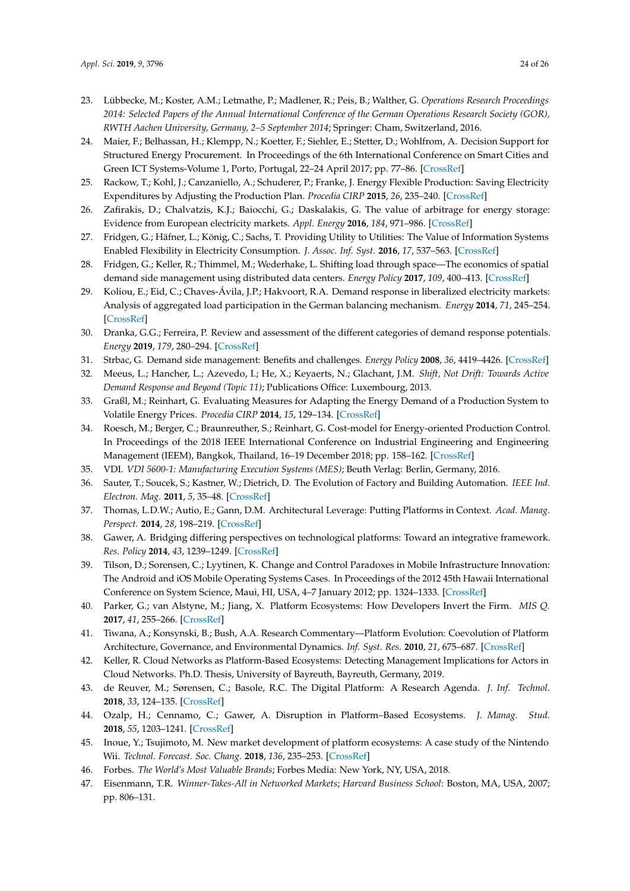23. Lübbecke, M.; Koster, A.M.; Letmathe, P.; Madlener, R.; Peis, B.; Walther, G. *Operations Research Proceedings 2014: Selected Papers of the Annual International Conference of the German Operations Research Society (GOR), RWTH Aachen University, Germany, 2–5 September 2014*; Springer: Cham, Switzerland, 2016.
24. Maier, F.; Belhassan, H.; Klempp, N.; Koetter, F.; Siehler, E.; Stetter, D.; Wohlfrom, A. Decision Support for Structured Energy Procurement. In Proceedings of the 6th International Conference on Smart Cities and Green ICT Systems-Volume 1, Porto, Portugal, 22–24 April 2017; pp. 77–86. [CrossRef]
25. Rackow, T.; Kohl, J.; Canzaniello, A.; Schuderer, P.; Franke, J. Energy Flexible Production: Saving Electricity Expenditures by Adjusting the Production Plan. *Procedia CIRP* **2015**, *26*, 235–240. [CrossRef]
26. Zafirakis, D.; Chalvatzis, K.J.; Baiocchi, G.; Daskalakis, G. The value of arbitrage for energy storage: Evidence from European electricity markets. *Appl. Energy* **2016**, *184*, 971–986. [CrossRef]
27. Fridgen, G.; Häfner, L.; König, C.; Sachs, T. Providing Utility to Utilities: The Value of Information Systems Enabled Flexibility in Electricity Consumption. *J. Assoc. Inf. Syst.* **2016**, *17*, 537–563. [CrossRef]
28. Fridgen, G.; Keller, R.; Thimmel, M.; Wederhake, L. Shifting load through space—The economics of spatial demand side management using distributed data centers. *Energy Policy* **2017**, *109*, 400–413. [CrossRef]
29. Koliou, E.; Eid, C.; Chaves-Ávila, J.P.; Hakvoort, R.A. Demand response in liberalized electricity markets: Analysis of aggregated load participation in the German balancing mechanism. *Energy* **2014**, *71*, 245–254. [CrossRef]
30. Dranka, G.G.; Ferreira, P. Review and assessment of the different categories of demand response potentials. *Energy* **2019**, *179*, 280–294. [CrossRef]
31. Strbac, G. Demand side management: Benefits and challenges. *Energy Policy* **2008**, *36*, 4419–4426. [CrossRef]
32. Meeus, L.; Hancher, L.; Azevedo, I.; He, X.; Keyaerts, N.; Glachant, J.M. *Shift, Not Drift: Towards Active Demand Response and Beyond (Topic 11)*; Publications Office: Luxembourg, 2013.
33. Graßl, M.; Reinhart, G. Evaluating Measures for Adapting the Energy Demand of a Production System to Volatile Energy Prices. *Procedia CIRP* **2014**, *15*, 129–134. [CrossRef]
34. Roesch, M.; Berger, C.; Braunreuther, S.; Reinhart, G. Cost-model for Energy-oriented Production Control. In Proceedings of the 2018 IEEE International Conference on Industrial Engineering and Engineering Management (IEEM), Bangkok, Thailand, 16–19 December 2018; pp. 158–162. [CrossRef]
35. VDI. *VDI 5600-1: Manufacturing Execution Systems (MES)*; Beuth Verlag: Berlin, Germany, 2016.
36. Sauter, T.; Soucek, S.; Kastner, W.; Dietrich, D. The Evolution of Factory and Building Automation. *IEEE Ind. Electron. Mag.* **2011**, *5*, 35–48. [CrossRef]
37. Thomas, L.D.W.; Autio, E.; Gann, D.M. Architectural Leverage: Putting Platforms in Context. *Acad. Manag. Perspect.* **2014**, *28*, 198–219. [CrossRef]
38. Gawer, A. Bridging differing perspectives on technological platforms: Toward an integrative framework. *Res. Policy* **2014**, *43*, 1239–1249. [CrossRef]
39. Tilson, D.; Sorensen, C.; Lyytinen, K. Change and Control Paradoxes in Mobile Infrastructure Innovation: The Android and iOS Mobile Operating Systems Cases. In Proceedings of the 2012 45th Hawaii International Conference on System Science, Maui, HI, USA, 4–7 January 2012; pp. 1324–1333. [CrossRef]
40. Parker, G.; van Alstyne, M.; Jiang, X. Platform Ecosystems: How Developers Invert the Firm. *MIS Q.* **2017**, *41*, 255–266. [CrossRef]
41. Tiwana, A.; Konsynski, B.; Bush, A.A. Research Commentary—Platform Evolution: Coevolution of Platform Architecture, Governance, and Environmental Dynamics. *Inf. Syst. Res.* **2010**, *21*, 675–687. [CrossRef]
42. Keller, R. Cloud Networks as Platform-Based Ecosystems: Detecting Management Implications for Actors in Cloud Networks. Ph.D. Thesis, University of Bayreuth, Bayreuth, Germany, 2019.
43. de Reuver, M.; Sørensen, C.; Basole, R.C. The Digital Platform: A Research Agenda. *J. Inf. Technol.* **2018**, *33*, 124–135. [CrossRef]
44. Ozalp, H.; Cennamo, C.; Gawer, A. Disruption in Platform–Based Ecosystems. *J. Manag. Stud.* **2018**, *55*, 1203–1241. [CrossRef]
45. Inoue, Y.; Tsujimoto, M. New market development of platform ecosystems: A case study of the Nintendo Wii. *Technol. Forecast. Soc. Chang.* **2018**, *136*, 235–253. [CrossRef]
46. Forbes. *The World's Most Valuable Brands*; Forbes Media: New York, NY, USA, 2018.
47. Eisenmann, T.R. *Winner-Takes-All in Networked Markets*; *Harvard Business School*: Boston, MA, USA, 2007; pp. 806–131.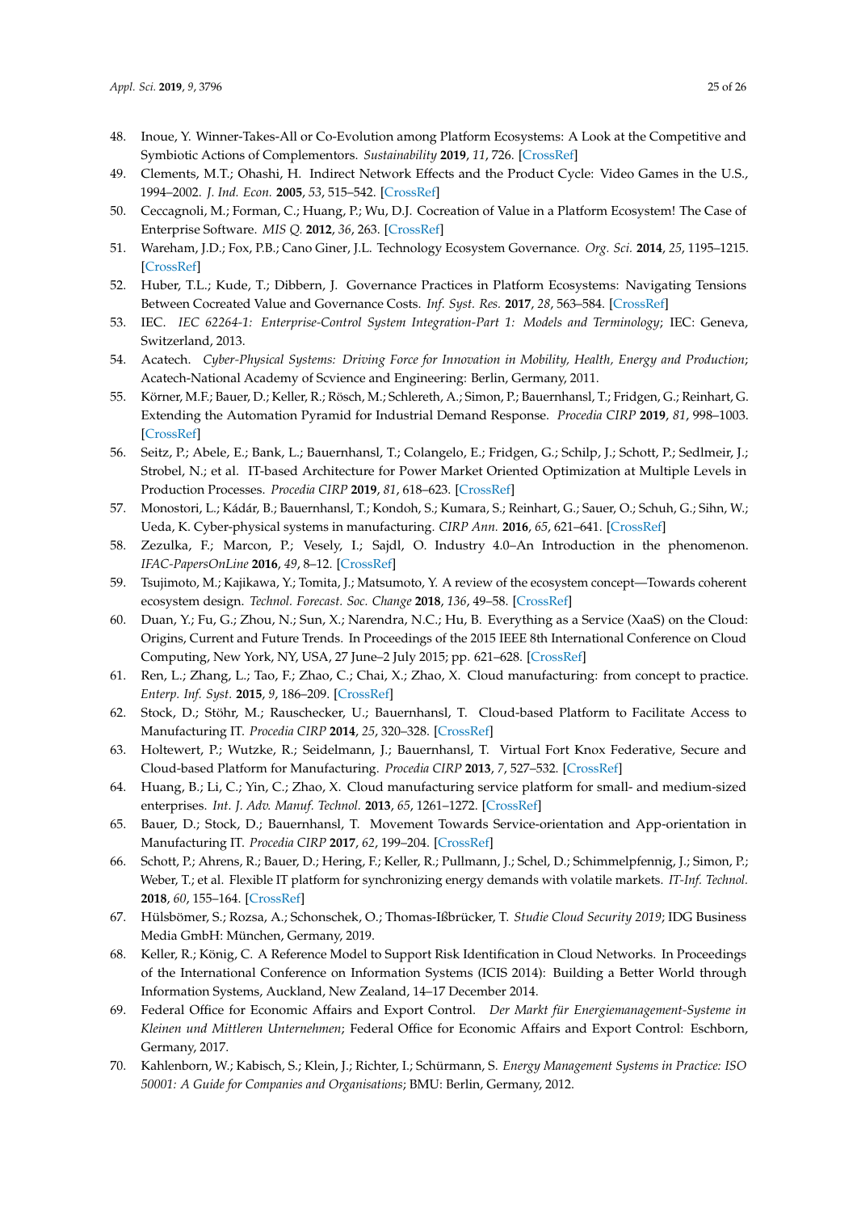48. Inoue, Y. Winner-Takes-All or Co-Evolution among Platform Ecosystems: A Look at the Competitive and Symbiotic Actions of Complementors. *Sustainability* **2019**, *11*, 726. [CrossRef]
49. Clements, M.T.; Ohashi, H. Indirect Network Effects and the Product Cycle: Video Games in the U.S., 1994–2002. *J. Ind. Econ.* **2005**, *53*, 515–542. [CrossRef]
50. Ceccagnoli, M.; Forman, C.; Huang, P.; Wu, D.J. Cocreation of Value in a Platform Ecosystem! The Case of Enterprise Software. *MIS Q.* **2012**, *36*, 263. [CrossRef]
51. Wareham, J.D.; Fox, P.B.; Cano Giner, J.L. Technology Ecosystem Governance. *Org. Sci.* **2014**, *25*, 1195–1215. [CrossRef]
52. Huber, T.L.; Kude, T.; Dibbern, J. Governance Practices in Platform Ecosystems: Navigating Tensions Between Cocreated Value and Governance Costs. *Inf. Syst. Res.* **2017**, *28*, 563–584. [CrossRef]
53. IEC. *IEC 62264-1: Enterprise-Control System Integration-Part 1: Models and Terminology*; IEC: Geneva, Switzerland, 2013.
54. Acatech. *Cyber-Physical Systems: Driving Force for Innovation in Mobility, Health, Energy and Production*; Acatech-National Academy of Scvience and Engineering: Berlin, Germany, 2011.
55. Körner, M.F.; Bauer, D.; Keller, R.; Rösch, M.; Schlereth, A.; Simon, P.; Bauernhansl, T.; Fridgen, G.; Reinhart, G. Extending the Automation Pyramid for Industrial Demand Response. *Procedia CIRP* **2019**, *81*, 998–1003. [CrossRef]
56. Seitz, P.; Abele, E.; Bank, L.; Bauernhansl, T.; Colangelo, E.; Fridgen, G.; Schilp, J.; Schott, P.; Sedlmeir, J.; Strobel, N.; et al. IT-based Architecture for Power Market Oriented Optimization at Multiple Levels in Production Processes. *Procedia CIRP* **2019**, *81*, 618–623. [CrossRef]
57. Monostori, L.; Kádár, B.; Bauernhansl, T.; Kondoh, S.; Kumara, S.; Reinhart, G.; Sauer, O.; Schuh, G.; Sihn, W.; Ueda, K. Cyber-physical systems in manufacturing. *CIRP Ann.* **2016**, *65*, 621–641. [CrossRef]
58. Zezulka, F.; Marcon, P.; Vesely, I.; Sajdl, O. Industry 4.0–An Introduction in the phenomenon. *IFAC-PapersOnLine* **2016**, *49*, 8–12. [CrossRef]
59. Tsujimoto, M.; Kajikawa, Y.; Tomita, J.; Matsumoto, Y. A review of the ecosystem concept—Towards coherent ecosystem design. *Technol. Forecast. Soc. Change* **2018**, *136*, 49–58. [CrossRef]
60. Duan, Y.; Fu, G.; Zhou, N.; Sun, X.; Narendra, N.C.; Hu, B. Everything as a Service (XaaS) on the Cloud: Origins, Current and Future Trends. In Proceedings of the 2015 IEEE 8th International Conference on Cloud Computing, New York, NY, USA, 27 June–2 July 2015; pp. 621–628. [CrossRef]
61. Ren, L.; Zhang, L.; Tao, F.; Zhao, C.; Chai, X.; Zhao, X. Cloud manufacturing: from concept to practice. *Enterp. Inf. Syst.* **2015**, *9*, 186–209. [CrossRef]
62. Stock, D.; Stöhr, M.; Rauschecker, U.; Bauernhansl, T. Cloud-based Platform to Facilitate Access to Manufacturing IT. *Procedia CIRP* **2014**, *25*, 320–328. [CrossRef]
63. Holtewert, P.; Wutzke, R.; Seidelmann, J.; Bauernhansl, T. Virtual Fort Knox Federative, Secure and Cloud-based Platform for Manufacturing. *Procedia CIRP* **2013**, *7*, 527–532. [CrossRef]
64. Huang, B.; Li, C.; Yin, C.; Zhao, X. Cloud manufacturing service platform for small- and medium-sized enterprises. *Int. J. Adv. Manuf. Technol.* **2013**, *65*, 1261–1272. [CrossRef]
65. Bauer, D.; Stock, D.; Bauernhansl, T. Movement Towards Service-orientation and App-orientation in Manufacturing IT. *Procedia CIRP* **2017**, *62*, 199–204. [CrossRef]
66. Schott, P.; Ahrens, R.; Bauer, D.; Hering, F.; Keller, R.; Pullmann, J.; Schel, D.; Schimmelpfennig, J.; Simon, P.; Weber, T.; et al. Flexible IT platform for synchronizing energy demands with volatile markets. *IT-Inf. Technol.* **2018**, *60*, 155–164. [CrossRef]
67. Hülsbömer, S.; Rozsa, A.; Schonschek, O.; Thomas-Ißbrücker, T. *Studie Cloud Security 2019*; IDG Business Media GmbH: München, Germany, 2019.
68. Keller, R.; König, C. A Reference Model to Support Risk Identification in Cloud Networks. In Proceedings of the International Conference on Information Systems (ICIS 2014): Building a Better World through Information Systems, Auckland, New Zealand, 14–17 December 2014.
69. Federal Office for Economic Affairs and Export Control. *Der Markt für Energiemanagement-Systeme in Kleinen und Mittleren Unternehmen*; Federal Office for Economic Affairs and Export Control: Eschborn, Germany, 2017.
70. Kahlenborn, W.; Kabisch, S.; Klein, J.; Richter, I.; Schürmann, S. *Energy Management Systems in Practice: ISO 50001: A Guide for Companies and Organisations*; BMU: Berlin, Germany, 2012.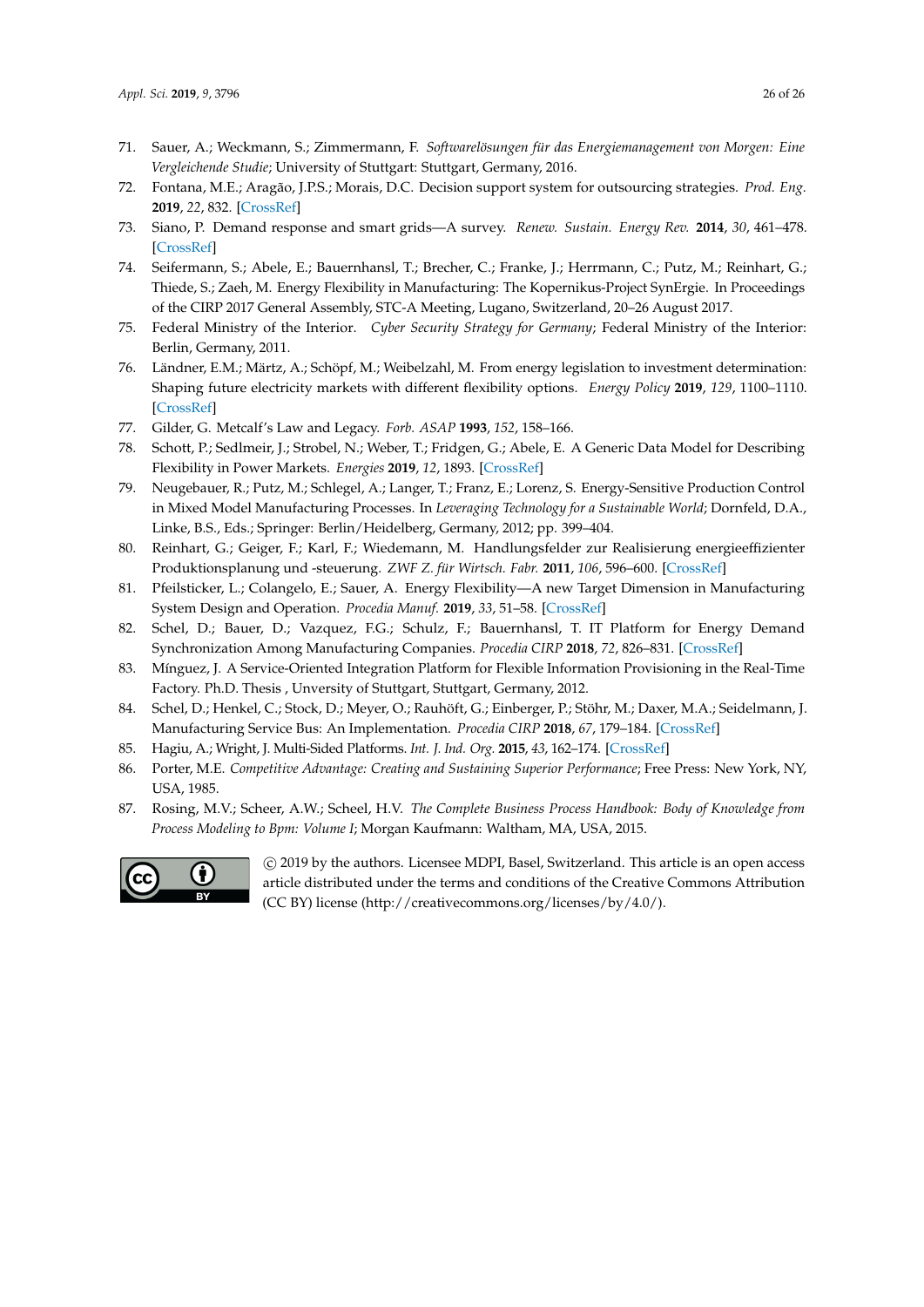71. Sauer, A.; Weckmann, S.; Zimmermann, F. *Softwarelösungen für das Energiemanagement von Morgen: Eine Vergleichende Studie*; University of Stuttgart: Stuttgart, Germany, 2016.
72. Fontana, M.E.; Aragão, J.P.S.; Morais, D.C. Decision support system for outsourcing strategies. *Prod. Eng.* **2019**, *22*, 832. [CrossRef]
73. Siano, P. Demand response and smart grids—A survey. *Renew. Sustain. Energy Rev.* **2014**, *30*, 461–478. [CrossRef]
74. Seifermann, S.; Abele, E.; Bauernhansl, T.; Brecher, C.; Franke, J.; Herrmann, C.; Putz, M.; Reinhart, G.; Thiede, S.; Zaeh, M. Energy Flexibility in Manufacturing: The Kopernikus-Project SynErgie. In Proceedings of the CIRP 2017 General Assembly, STC-A Meeting, Lugano, Switzerland, 20–26 August 2017.
75. Federal Ministry of the Interior. *Cyber Security Strategy for Germany*; Federal Ministry of the Interior: Berlin, Germany, 2011.
76. Ländner, E.M.; Märtz, A.; Schöpf, M.; Weibelzahl, M. From energy legislation to investment determination: Shaping future electricity markets with different flexibility options. *Energy Policy* **2019**, *129*, 1100–1110. [CrossRef]
77. Gilder, G. Metcalf's Law and Legacy. *Forb. ASAP* **1993**, *152*, 158–166.
78. Schott, P.; Sedlmeir, J.; Strobel, N.; Weber, T.; Fridgen, G.; Abele, E. A Generic Data Model for Describing Flexibility in Power Markets. *Energies* **2019**, *12*, 1893. [CrossRef]
79. Neugebauer, R.; Putz, M.; Schlegel, A.; Langer, T.; Franz, E.; Lorenz, S. Energy-Sensitive Production Control in Mixed Model Manufacturing Processes. In *Leveraging Technology for a Sustainable World*; Dornfeld, D.A., Linke, B.S., Eds.; Springer: Berlin/Heidelberg, Germany, 2012; pp. 399–404.
80. Reinhart, G.; Geiger, F.; Karl, F.; Wiedemann, M. Handlungsfelder zur Realisierung energieeffizienter Produktionsplanung und -steuerung. *ZWF Z. für Wirtsch. Fabr.* **2011**, *106*, 596–600. [CrossRef]
81. Pfeilsticker, L.; Colangelo, E.; Sauer, A. Energy Flexibility—A new Target Dimension in Manufacturing System Design and Operation. *Procedia Manuf.* **2019**, *33*, 51–58. [CrossRef]
82. Schel, D.; Bauer, D.; Vazquez, F.G.; Schulz, F.; Bauernhansl, T. IT Platform for Energy Demand Synchronization Among Manufacturing Companies. *Procedia CIRP* **2018**, *72*, 826–831. [CrossRef]
83. Mínguez, J. A Service-Oriented Integration Platform for Flexible Information Provisioning in the Real-Time Factory. Ph.D. Thesis , University of Stuttgart, Stuttgart, Germany, 2012.
84. Schel, D.; Henkel, C.; Stock, D.; Meyer, O.; Rauhöft, G.; Einberger, P.; Stöhr, M.; Daxer, M.A.; Seidelmann, J. Manufacturing Service Bus: An Implementation. *Procedia CIRP* **2018**, *67*, 179–184. [CrossRef]
85. Hagiu, A.; Wright, J. Multi-Sided Platforms. *Int. J. Ind. Org.* **2015**, *43*, 162–174. [CrossRef]
86. Porter, M.E. *Competitive Advantage: Creating and Sustaining Superior Performance*; Free Press: New York, NY, USA, 1985.
87. Rosing, M.V.; Scheer, A.W.; Scheel, H.V. *The Complete Business Process Handbook: Body of Knowledge from Process Modeling to Bpm: Volume I*; Morgan Kaufmann: Waltham, MA, USA, 2015.

© 2019 by the authors. Licensee MDPI, Basel, Switzerland. This article is an open access article distributed under the terms and conditions of the Creative Commons Attribution (CC BY) license (http://creativecommons.org/licenses/by/4.0/).